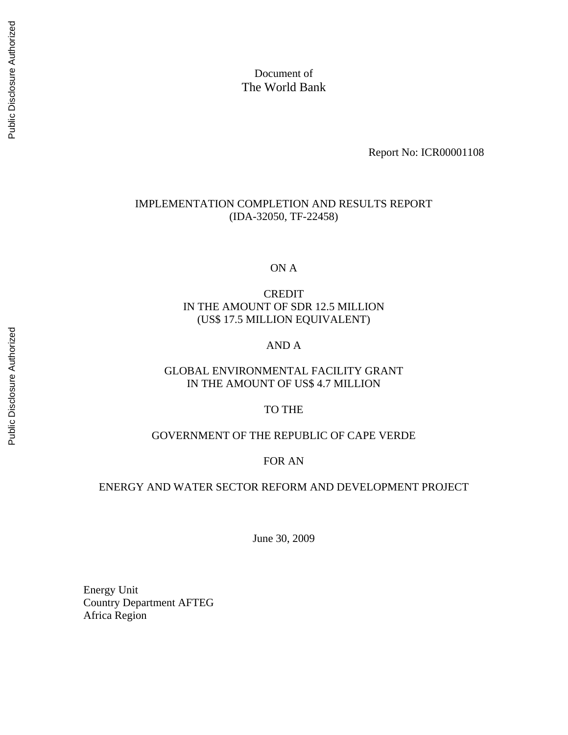Document of
The World Bank

Report No: ICR00001108

# IMPLEMENTATION COMPLETION AND RESULTS REPORT
(IDA-32050, TF-22458)

ON A

CREDIT
IN THE AMOUNT OF SDR 12.5 MILLION
(US$ 17.5 MILLION EQUIVALENT)

AND A

GLOBAL ENVIRONMENTAL FACILITY GRANT
IN THE AMOUNT OF US$ 4.7 MILLION

TO THE

GOVERNMENT OF THE REPUBLIC OF CAPE VERDE

FOR AN

ENERGY AND WATER SECTOR REFORM AND DEVELOPMENT PROJECT

June 30, 2009

Energy Unit
Country Department AFTEG
Africa Region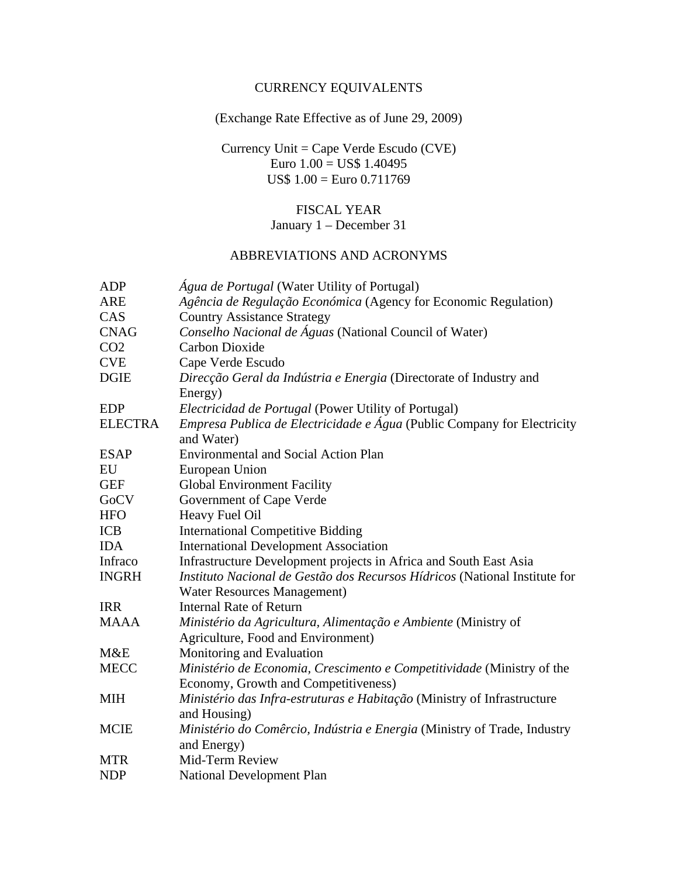# CURRENCY EQUIVALENTS

(Exchange Rate Effective as of June 29, 2009)

Currency Unit = Cape Verde Escudo (CVE)
Euro 1.00 = US$ 1.40495
US$ 1.00 = Euro 0.711769

## FISCAL YEAR

January 1 – December 31

## ABBREVIATIONS AND ACRONYMS

| | |
|---|---|
| ADP | *Água de Portugal* (Water Utility of Portugal) |
| ARE | *Agência de Regulação Económica* (Agency for Economic Regulation) |
| CAS | Country Assistance Strategy |
| CNAG | *Conselho Nacional de Águas* (National Council of Water) |
| CO2 | Carbon Dioxide |
| CVE | Cape Verde Escudo |
| DGIE | *Direcção Geral da Indústria e Energia* (Directorate of Industry and Energy) |
| EDP | *Electricidad de Portugal* (Power Utility of Portugal) |
| ELECTRA | *Empresa Publica de Electricidade e Água* (Public Company for Electricity and Water) |
| ESAP | Environmental and Social Action Plan |
| EU | European Union |
| GEF | Global Environment Facility |
| GoCV | Government of Cape Verde |
| HFO | Heavy Fuel Oil |
| ICB | International Competitive Bidding |
| IDA | International Development Association |
| Infraco | Infrastructure Development projects in Africa and South East Asia |
| INGRH | *Instituto Nacional de Gestão dos Recursos Hídricos* (National Institute for Water Resources Management) |
| IRR | Internal Rate of Return |
| MAAA | *Ministério da Agricultura, Alimentação e Ambiente* (Ministry of Agriculture, Food and Environment) |
| M&E | Monitoring and Evaluation |
| MECC | *Ministério de Economia, Crescimento e Competitividade* (Ministry of the Economy, Growth and Competitiveness) |
| MIH | *Ministério das Infra-estruturas e Habitação* (Ministry of Infrastructure and Housing) |
| MCIE | *Ministério do Comêrcio, Indústria e Energia* (Ministry of Trade, Industry and Energy) |
| MTR | Mid-Term Review |
| NDP | National Development Plan |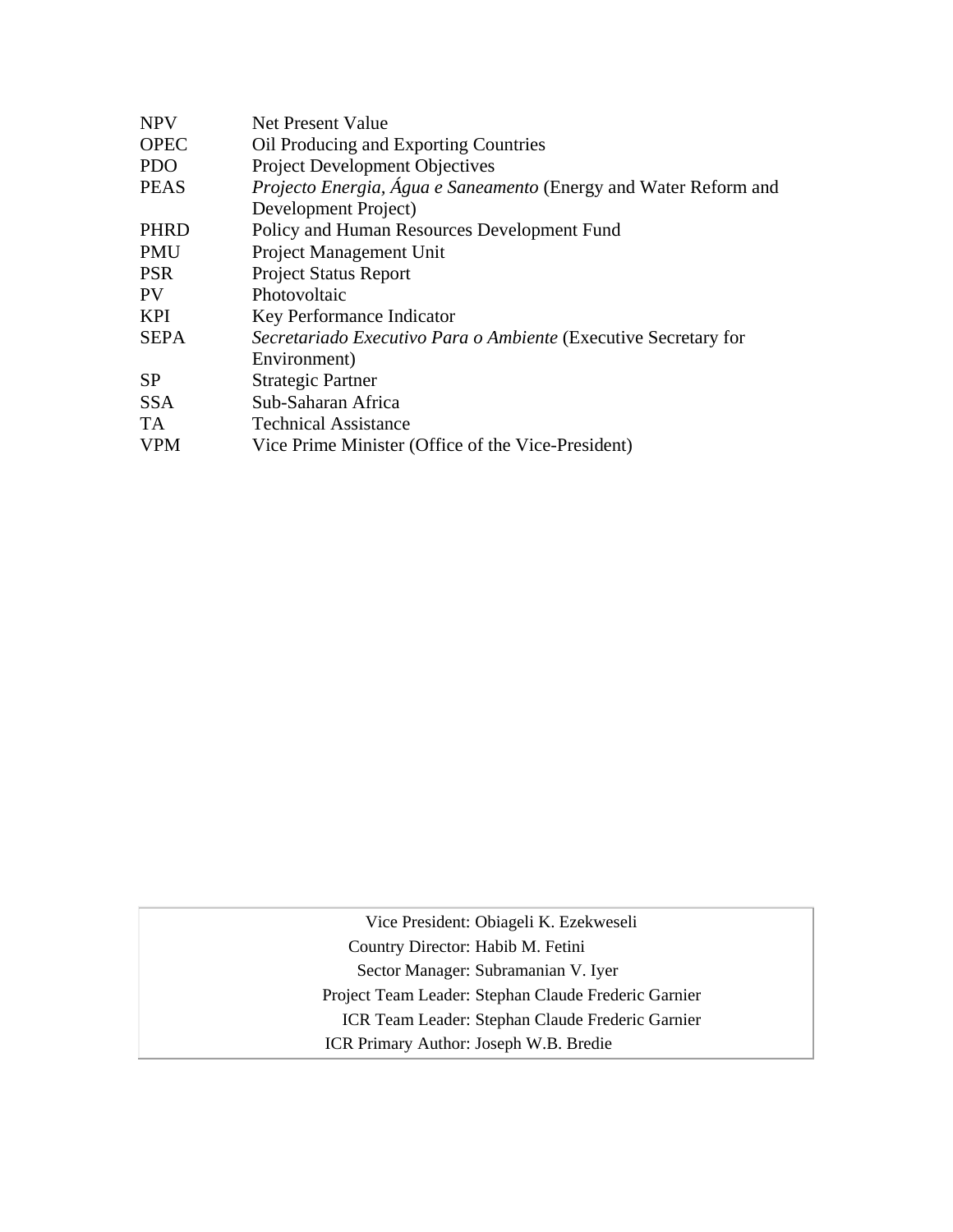| | |
|---|---|
| NPV | Net Present Value |
| OPEC | Oil Producing and Exporting Countries |
| PDO | Project Development Objectives |
| PEAS | *Projecto Energia, Água e Saneamento* (Energy and Water Reform and Development Project) |
| PHRD | Policy and Human Resources Development Fund |
| PMU | Project Management Unit |
| PSR | Project Status Report |
| PV | Photovoltaic |
| KPI | Key Performance Indicator |
| SEPA | *Secretariado Executivo Para o Ambiente* (Executive Secretary for Environment) |
| SP | Strategic Partner |
| SSA | Sub-Saharan Africa |
| TA | Technical Assistance |
| VPM | Vice Prime Minister (Office of the Vice-President) |

| | |
|---|---|
| Vice President: | Obiageli K. Ezekweseli |
| Country Director: | Habib M. Fetini |
| Sector Manager: | Subramanian V. Iyer |
| Project Team Leader: | Stephan Claude Frederic Garnier |
| ICR Team Leader: | Stephan Claude Frederic Garnier |
| ICR Primary Author: | Joseph W.B. Bredie |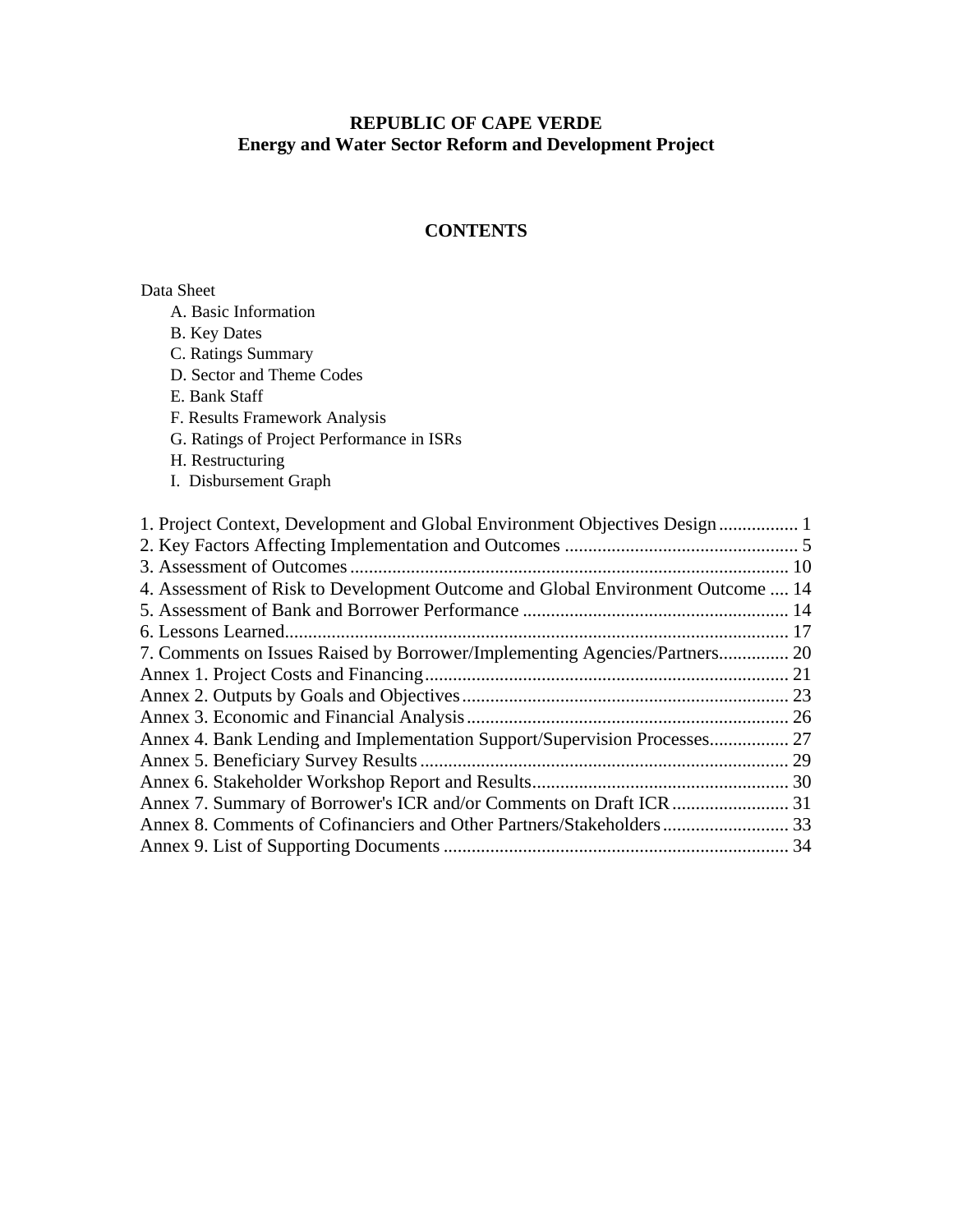**REPUBLIC OF CAPE VERDE**
**Energy and Water Sector Reform and Development Project**

## CONTENTS

Data Sheet
- A. Basic Information
- B. Key Dates
- C. Ratings Summary
- D. Sector and Theme Codes
- E. Bank Staff
- F. Results Framework Analysis
- G. Ratings of Project Performance in ISRs
- H. Restructuring
- I. Disbursement Graph

1. Project Context, Development and Global Environment Objectives Design ................. 1
2. Key Factors Affecting Implementation and Outcomes .................................................. 5
3. Assessment of Outcomes ............................................................................................. 10
4. Assessment of Risk to Development Outcome and Global Environment Outcome .... 14
5. Assessment of Bank and Borrower Performance ......................................................... 14
6. Lessons Learned ........................................................................................................... 17
7. Comments on Issues Raised by Borrower/Implementing Agencies/Partners ............... 20

Annex 1. Project Costs and Financing ............................................................................. 21
Annex 2. Outputs by Goals and Objectives ...................................................................... 23
Annex 3. Economic and Financial Analysis ..................................................................... 26
Annex 4. Bank Lending and Implementation Support/Supervision Processes ................. 27
Annex 5. Beneficiary Survey Results ............................................................................... 29
Annex 6. Stakeholder Workshop Report and Results ....................................................... 30
Annex 7. Summary of Borrower's ICR and/or Comments on Draft ICR ......................... 31
Annex 8. Comments of Cofinanciers and Other Partners/Stakeholders ........................... 33
Annex 9. List of Supporting Documents .......................................................................... 34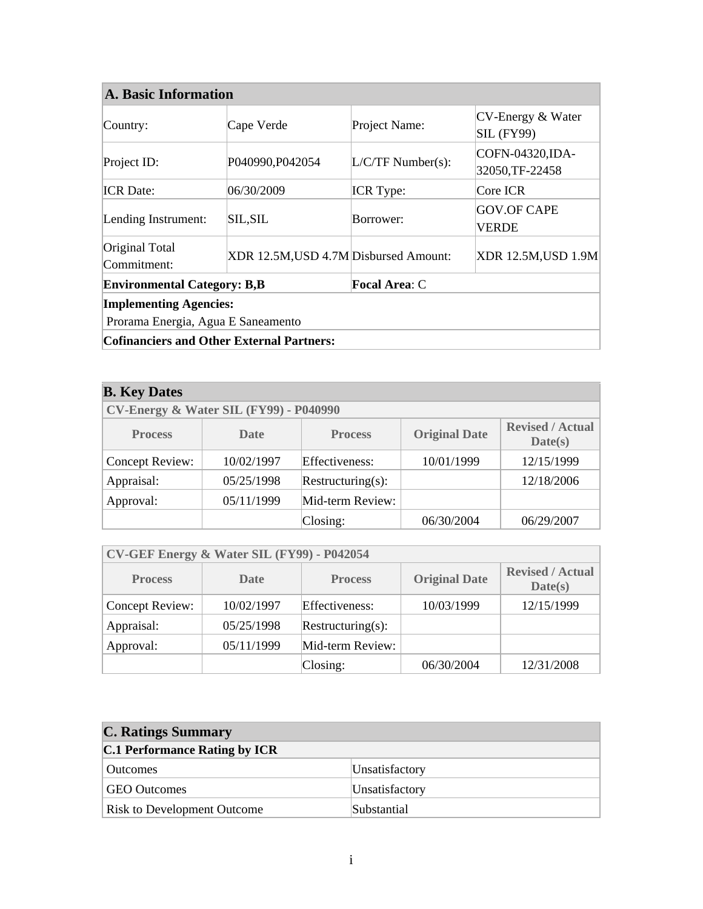## A. Basic Information

| | | | |
|---|---|---|---|
| Country: | Cape Verde | Project Name: | CV-Energy & Water SIL (FY99) |
| Project ID: | P040990,P042054 | L/C/TF Number(s): | COFN-04320,IDA-32050,TF-22458 |
| ICR Date: | 06/30/2009 | ICR Type: | Core ICR |
| Lending Instrument: | SIL,SIL | Borrower: | GOV.OF CAPE VERDE |
| Original Total Commitment: | XDR 12.5M,USD 4.7M | Disbursed Amount: | XDR 12.5M,USD 1.9M |
| **Environmental Category: B,B** | | **Focal Area**: C | |
| **Implementing Agencies:** Prorama Energia, Agua E Saneamento | | | |
| **Cofinanciers and Other External Partners:** | | | |

## B. Key Dates

**CV-Energy & Water SIL (FY99) - P040990**

| Process | Date | Process | Original Date | Revised / Actual Date(s) |
|---|---|---|---|---|
| Concept Review: | 10/02/1997 | Effectiveness: | 10/01/1999 | 12/15/1999 |
| Appraisal: | 05/25/1998 | Restructuring(s): | | 12/18/2006 |
| Approval: | 05/11/1999 | Mid-term Review: | | |
| | | Closing: | 06/30/2004 | 06/29/2007 |

**CV-GEF Energy & Water SIL (FY99) - P042054**

| Process | Date | Process | Original Date | Revised / Actual Date(s) |
|---|---|---|---|---|
| Concept Review: | 10/02/1997 | Effectiveness: | 10/03/1999 | 12/15/1999 |
| Appraisal: | 05/25/1998 | Restructuring(s): | | |
| Approval: | 05/11/1999 | Mid-term Review: | | |
| | | Closing: | 06/30/2004 | 12/31/2008 |

## C. Ratings Summary

**C.1 Performance Rating by ICR**

| | |
|---|---|
| Outcomes | Unsatisfactory |
| GEO Outcomes | Unsatisfactory |
| Risk to Development Outcome | Substantial |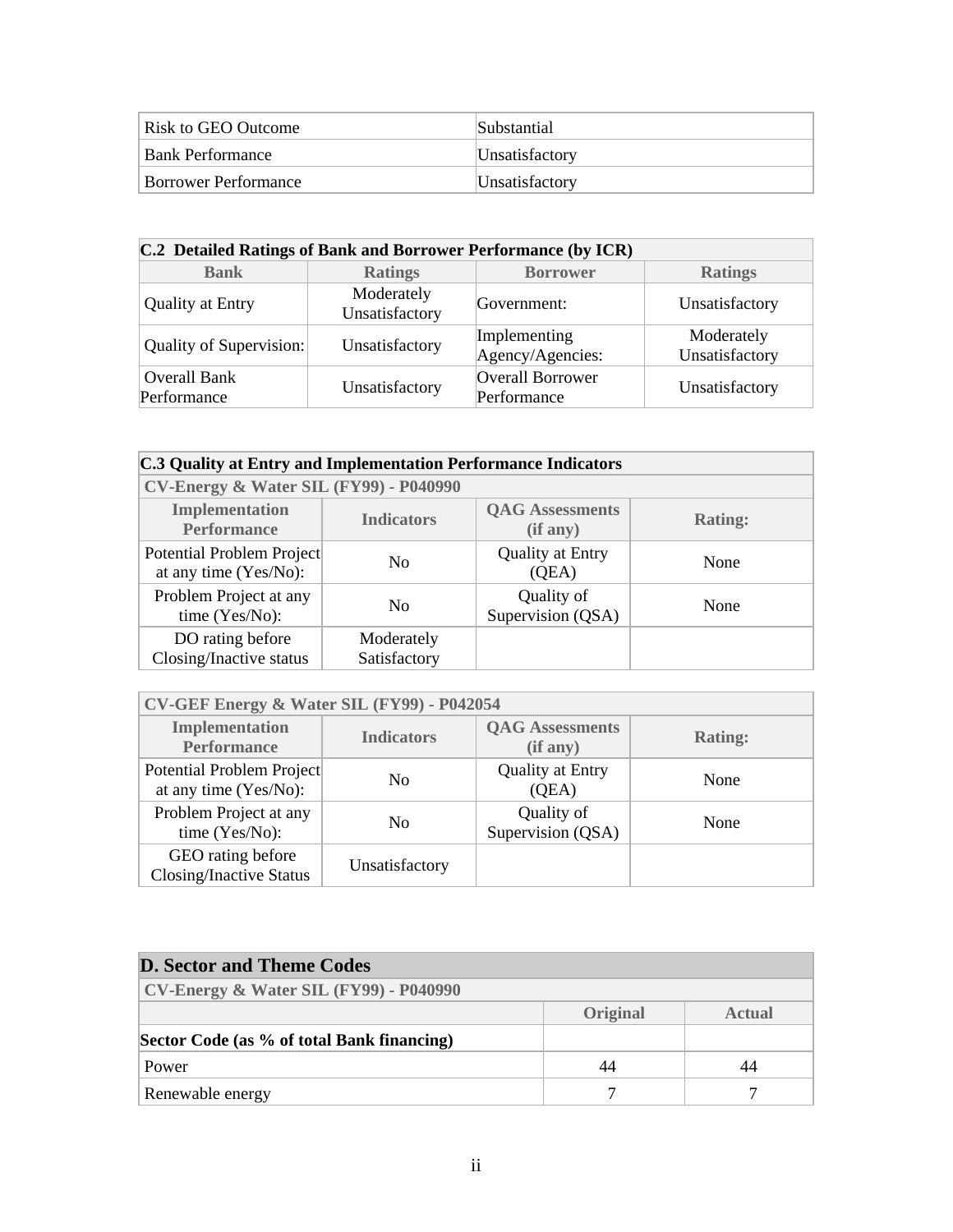| Risk to GEO Outcome | Substantial |
|---|---|
| Bank Performance | Unsatisfactory |
| Borrower Performance | Unsatisfactory |

| C.2 Detailed Ratings of Bank and Borrower Performance (by ICR) | | | |
|---|---|---|---|
| **Bank** | **Ratings** | **Borrower** | **Ratings** |
| Quality at Entry | Moderately Unsatisfactory | Government: | Unsatisfactory |
| Quality of Supervision: | Unsatisfactory | Implementing Agency/Agencies: | Moderately Unsatisfactory |
| Overall Bank Performance | Unsatisfactory | Overall Borrower Performance | Unsatisfactory |

| C.3 Quality at Entry and Implementation Performance Indicators | | | |
|---|---|---|---|
| **CV-Energy & Water SIL (FY99) - P040990** | | | |
| **Implementation Performance** | **Indicators** | **QAG Assessments (if any)** | **Rating:** |
| Potential Problem Project at any time (Yes/No): | No | Quality at Entry (QEA) | None |
| Problem Project at any time (Yes/No): | No | Quality of Supervision (QSA) | None |
| DO rating before Closing/Inactive status | Moderately Satisfactory | | |

| CV-GEF Energy & Water SIL (FY99) - P042054 | | | |
|---|---|---|---|
| **Implementation Performance** | **Indicators** | **QAG Assessments (if any)** | **Rating:** |
| Potential Problem Project at any time (Yes/No): | No | Quality at Entry (QEA) | None |
| Problem Project at any time (Yes/No): | No | Quality of Supervision (QSA) | None |
| GEO rating before Closing/Inactive Status | Unsatisfactory | | |

| D. Sector and Theme Codes | | |
|---|---|---|
| **CV-Energy & Water SIL (FY99) - P040990** | | |
| | **Original** | **Actual** |
| **Sector Code (as % of total Bank financing)** | | |
| Power | 44 | 44 |
| Renewable energy | 7 | 7 |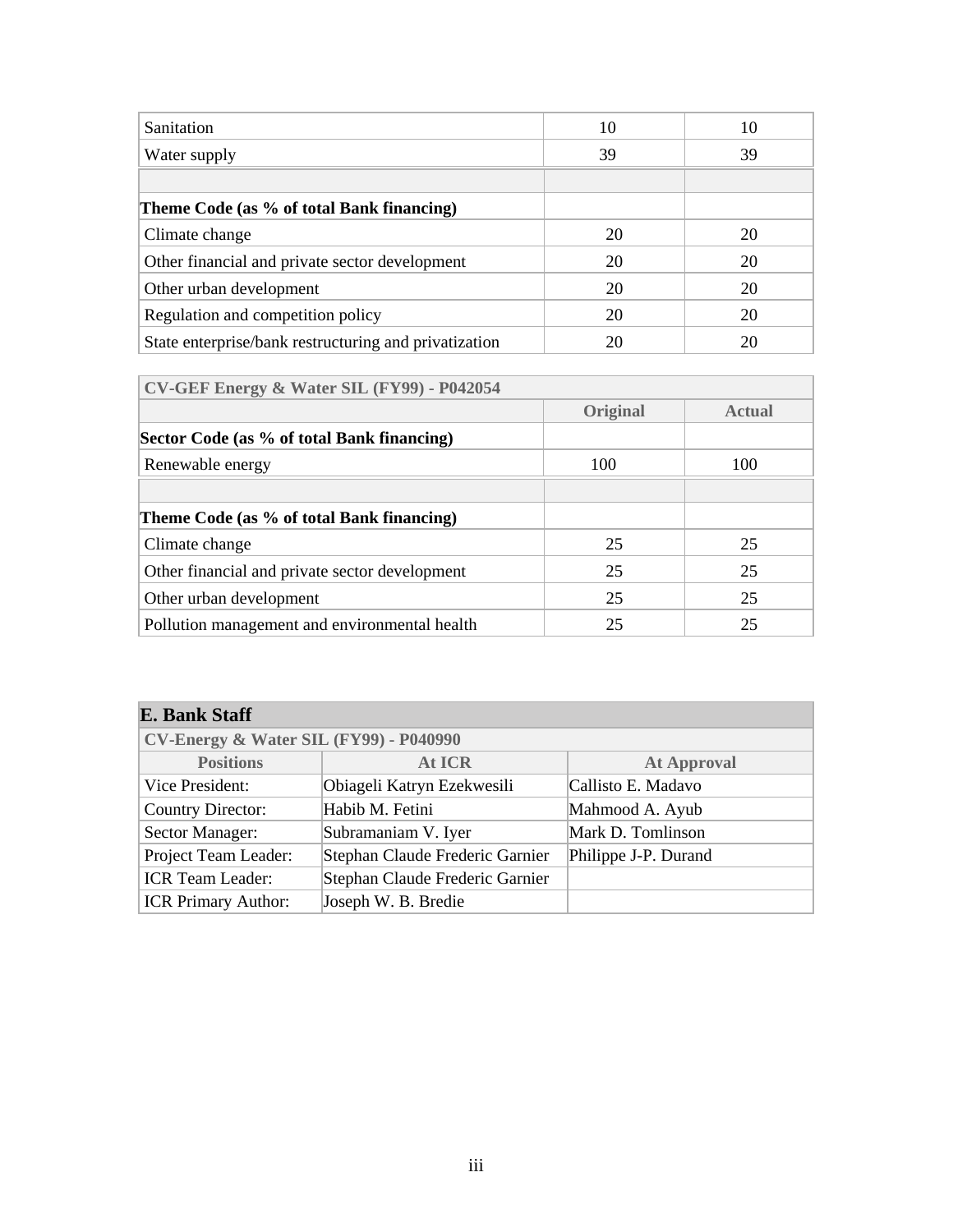| | | |
|---|---|---|
| Sanitation | 10 | 10 |
| Water supply | 39 | 39 |
| | | |
| **Theme Code (as % of total Bank financing)** | | |
| Climate change | 20 | 20 |
| Other financial and private sector development | 20 | 20 |
| Other urban development | 20 | 20 |
| Regulation and competition policy | 20 | 20 |
| State enterprise/bank restructuring and privatization | 20 | 20 |

| CV-GEF Energy & Water SIL (FY99) - P042054 | | |
|---|---|---|
| | **Original** | **Actual** |
| **Sector Code (as % of total Bank financing)** | | |
| Renewable energy | 100 | 100 |
| | | |
| **Theme Code (as % of total Bank financing)** | | |
| Climate change | 25 | 25 |
| Other financial and private sector development | 25 | 25 |
| Other urban development | 25 | 25 |
| Pollution management and environmental health | 25 | 25 |

## E. Bank Staff

| CV-Energy & Water SIL (FY99) - P040990 | | |
|---|---|---|
| **Positions** | **At ICR** | **At Approval** |
| Vice President: | Obiageli Katryn Ezekwesili | Callisto E. Madavo |
| Country Director: | Habib M. Fetini | Mahmood A. Ayub |
| Sector Manager: | Subramaniam V. Iyer | Mark D. Tomlinson |
| Project Team Leader: | Stephan Claude Frederic Garnier | Philippe J-P. Durand |
| ICR Team Leader: | Stephan Claude Frederic Garnier | |
| ICR Primary Author: | Joseph W. B. Bredie | |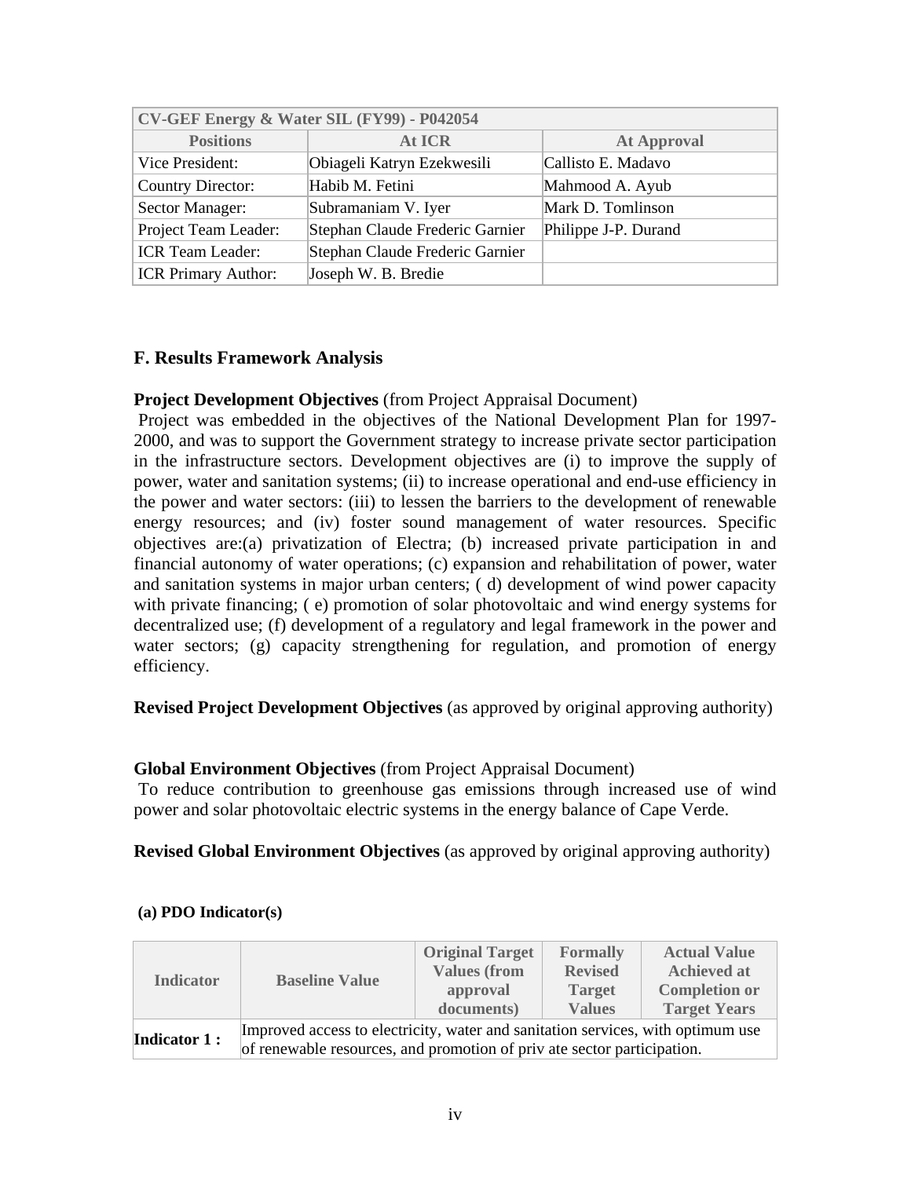| CV-GEF Energy & Water SIL (FY99) - P042054 | | |
|---|---|---|
| **Positions** | **At ICR** | **At Approval** |
| Vice President: | Obiageli Katryn Ezekwesili | Callisto E. Madavo |
| Country Director: | Habib M. Fetini | Mahmood A. Ayub |
| Sector Manager: | Subramaniam V. Iyer | Mark D. Tomlinson |
| Project Team Leader: | Stephan Claude Frederic Garnier | Philippe J-P. Durand |
| ICR Team Leader: | Stephan Claude Frederic Garnier | |
| ICR Primary Author: | Joseph W. B. Bredie | |

## F. Results Framework Analysis

**Project Development Objectives** (from Project Appraisal Document)

Project was embedded in the objectives of the National Development Plan for 1997-2000, and was to support the Government strategy to increase private sector participation in the infrastructure sectors. Development objectives are (i) to improve the supply of power, water and sanitation systems; (ii) to increase operational and end-use efficiency in the power and water sectors: (iii) to lessen the barriers to the development of renewable energy resources; and (iv) foster sound management of water resources. Specific objectives are:(a) privatization of Electra; (b) increased private participation in and financial autonomy of water operations; (c) expansion and rehabilitation of power, water and sanitation systems in major urban centers; ( d) development of wind power capacity with private financing; ( e) promotion of solar photovoltaic and wind energy systems for decentralized use; (f) development of a regulatory and legal framework in the power and water sectors; (g) capacity strengthening for regulation, and promotion of energy efficiency.

**Revised Project Development Objectives** (as approved by original approving authority)

**Global Environment Objectives** (from Project Appraisal Document)

To reduce contribution to greenhouse gas emissions through increased use of wind power and solar photovoltaic electric systems in the energy balance of Cape Verde.

**Revised Global Environment Objectives** (as approved by original approving authority)

**(a) PDO Indicator(s)**

| Indicator | Baseline Value | Original Target Values (from approval documents) | Formally Revised Target Values | Actual Value Achieved at Completion or Target Years |
|---|---|---|---|---|
| **Indicator 1 :** | Improved access to electricity, water and sanitation services, with optimum use of renewable resources, and promotion of priv ate sector participation. | | | |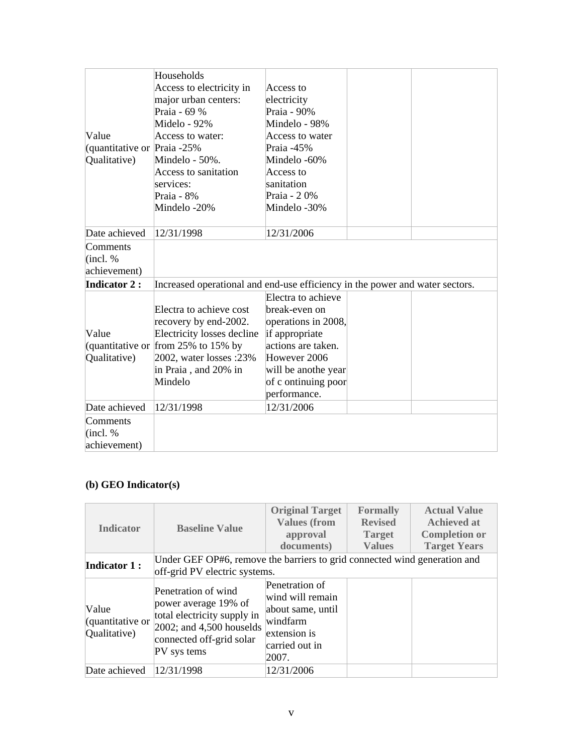| | | | | |
|---|---|---|---|---|
| Value (quantitative or Qualitative) | Households<br>Access to electricity in major urban centers:<br>Praia - 69 %<br>Midelo - 92%<br>Access to water:<br>Praia -25%<br>Mindelo - 50%.<br>Access to sanitation services:<br>Praia - 8%<br>Mindelo -20% | Access to electricity<br>Praia - 90%<br>Mindelo - 98%<br>Access to water<br>Praia -45%<br>Mindelo -60%<br>Access to sanitation<br>Praia - 2 0%<br>Mindelo -30% | | |
| Date achieved | 12/31/1998 | 12/31/2006 | | |
| Comments (incl. % achievement) | | | | |
| **Indicator 2 :** | Increased operational and end-use efficiency in the power and water sectors. | | | |
| Value (quantitative or Qualitative) | Electra to achieve cost recovery by end-2002. Electricity losses decline from 25% to 15% by 2002, water losses :23% in Praia , and 20% in Mindelo | Electra to achieve break-even on operations in 2008, if appropriate actions are taken. However 2006 will be anothe year of c ontinuing poor performance. | | |
| Date achieved | 12/31/1998 | 12/31/2006 | | |
| Comments (incl. % achievement) | | | | |

### (b) GEO Indicator(s)

| Indicator | Baseline Value | Original Target Values (from approval documents) | Formally Revised Target Values | Actual Value Achieved at Completion or Target Years |
|---|---|---|---|---|
| **Indicator 1 :** | Under GEF OP#6, remove the barriers to grid connected wind generation and off-grid PV electric systems. | | | |
| Value (quantitative or Qualitative) | Penetration of wind power average 19% of total electricity supply in 2002; and 4,500 houselds connected off-grid solar PV sys tems | Penetration of wind will remain about same, until windfarm extension is carried out in 2007. | | |
| Date achieved | 12/31/1998 | 12/31/2006 | | |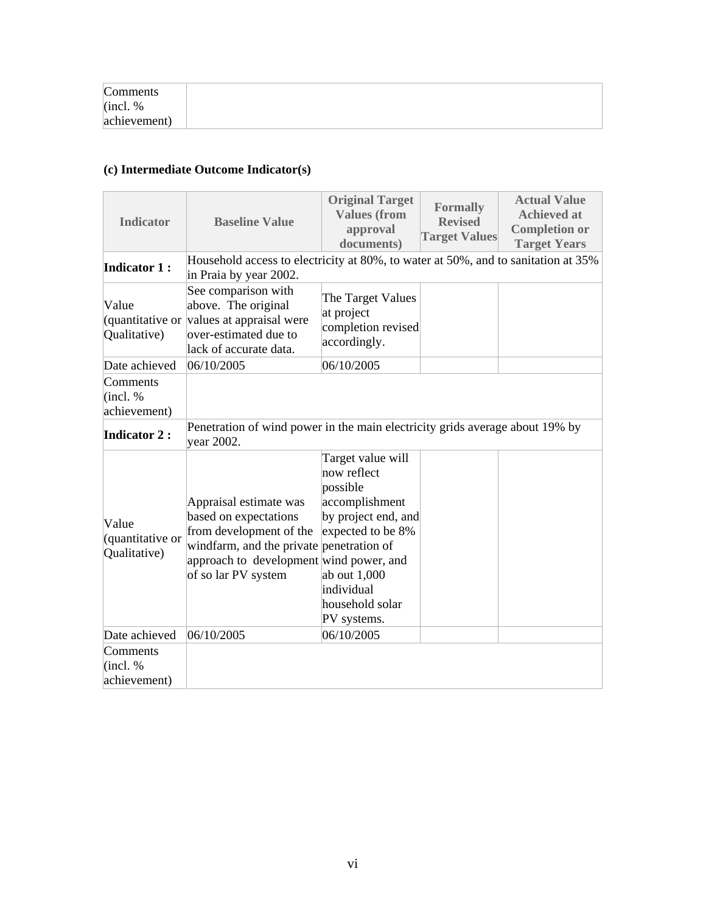| Comments (incl. % achievement) | |
|---|---|

### (c) Intermediate Outcome Indicator(s)

| Indicator | Baseline Value | Original Target Values (from approval documents) | Formally Revised Target Values | Actual Value Achieved at Completion or Target Years |
|---|---|---|---|---|
| **Indicator 1 :** | Household access to electricity at 80%, to water at 50%, and to sanitation at 35% in Praia by year 2002. | | | |
| Value (quantitative or Qualitative) | See comparison with above. The original values at appraisal were over-estimated due to lack of accurate data. | The Target Values at project completion revised accordingly. | | |
| Date achieved | 06/10/2005 | 06/10/2005 | | |
| Comments (incl. % achievement) | | | | |
| **Indicator 2 :** | Penetration of wind power in the main electricity grids average about 19% by year 2002. | | | |
| Value (quantitative or Qualitative) | Appraisal estimate was based on expectations from development of the windfarm, and the private approach to development of so lar PV system | Target value will now reflect possible accomplishment by project end, and expected to be 8% penetration of wind power, and ab out 1,000 individual household solar PV systems. | | |
| Date achieved | 06/10/2005 | 06/10/2005 | | |
| Comments (incl. % achievement) | | | | |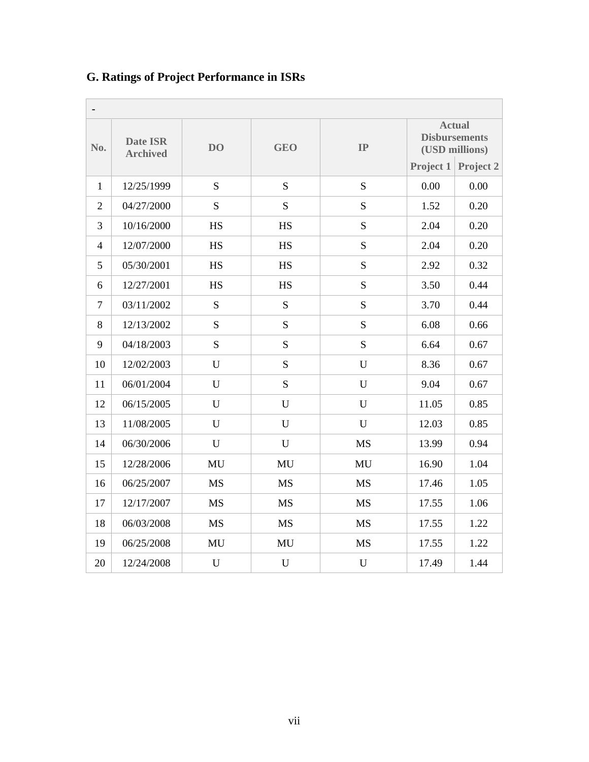## G. Ratings of Project Performance in ISRs

| - | | | | | | |
|---|---|---|---|---|---|---|
| No. | Date ISR Archived | DO | GEO | IP | Actual Disbursements (USD millions) | |
| | | | | | Project 1 | Project 2 |
| 1 | 12/25/1999 | S | S | S | 0.00 | 0.00 |
| 2 | 04/27/2000 | S | S | S | 1.52 | 0.20 |
| 3 | 10/16/2000 | HS | HS | S | 2.04 | 0.20 |
| 4 | 12/07/2000 | HS | HS | S | 2.04 | 0.20 |
| 5 | 05/30/2001 | HS | HS | S | 2.92 | 0.32 |
| 6 | 12/27/2001 | HS | HS | S | 3.50 | 0.44 |
| 7 | 03/11/2002 | S | S | S | 3.70 | 0.44 |
| 8 | 12/13/2002 | S | S | S | 6.08 | 0.66 |
| 9 | 04/18/2003 | S | S | S | 6.64 | 0.67 |
| 10 | 12/02/2003 | U | S | U | 8.36 | 0.67 |
| 11 | 06/01/2004 | U | S | U | 9.04 | 0.67 |
| 12 | 06/15/2005 | U | U | U | 11.05 | 0.85 |
| 13 | 11/08/2005 | U | U | U | 12.03 | 0.85 |
| 14 | 06/30/2006 | U | U | MS | 13.99 | 0.94 |
| 15 | 12/28/2006 | MU | MU | MU | 16.90 | 1.04 |
| 16 | 06/25/2007 | MS | MS | MS | 17.46 | 1.05 |
| 17 | 12/17/2007 | MS | MS | MS | 17.55 | 1.06 |
| 18 | 06/03/2008 | MS | MS | MS | 17.55 | 1.22 |
| 19 | 06/25/2008 | MU | MU | MS | 17.55 | 1.22 |
| 20 | 12/24/2008 | U | U | U | 17.49 | 1.44 |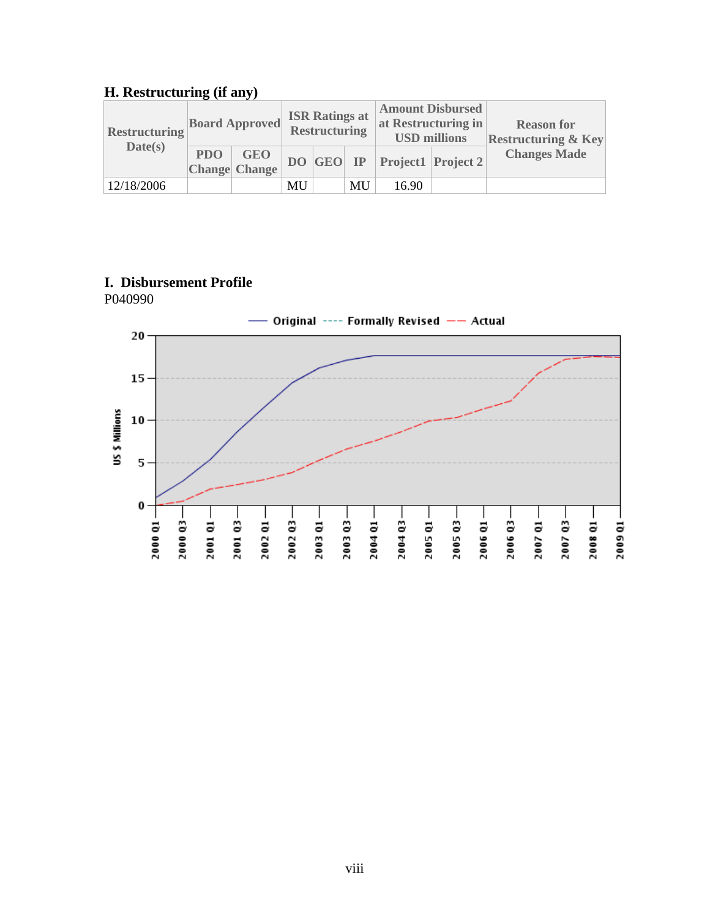## H. Restructuring (if any)

| Restructuring Date(s) | Board Approved | | ISR Ratings at Restructuring | | | Amount Disbursed at Restructuring in USD millions | | Reason for Restructuring & Key Changes Made |
|---|---|---|---|---|---|---|---|---|
| | PDO Change | GEO Change | DO | GEO | IP | Project1 | Project 2 | |
| 12/18/2006 | | | MU | | MU | 16.90 | | |

## I. Disbursement Profile

P040990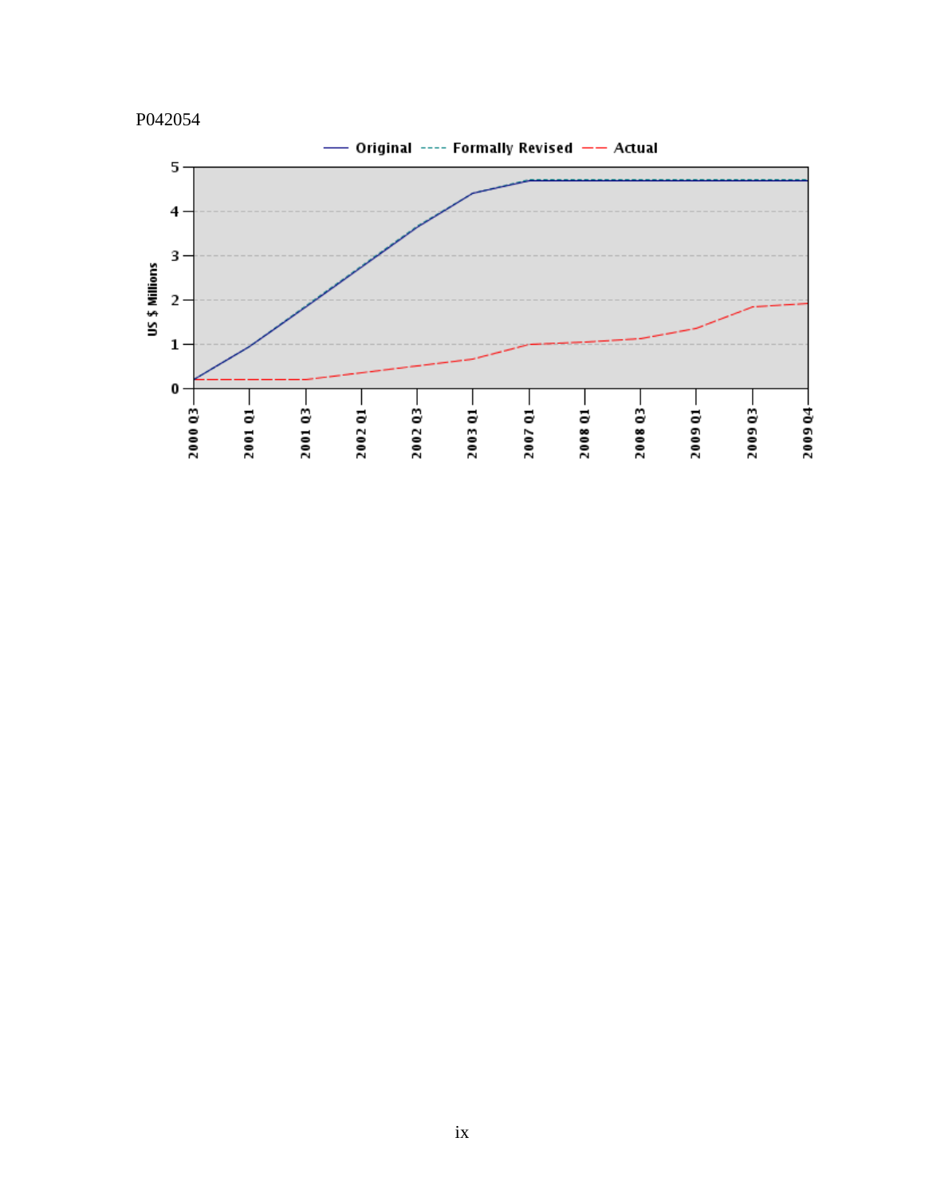P042054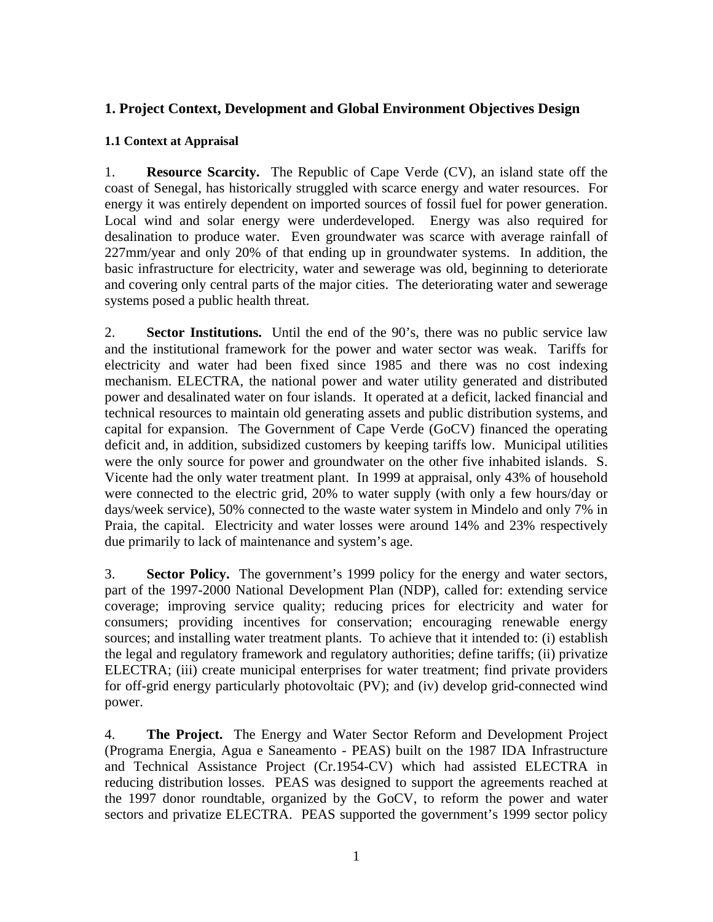## 1. Project Context, Development and Global Environment Objectives Design

### 1.1 Context at Appraisal

1. **Resource Scarcity.** The Republic of Cape Verde (CV), an island state off the coast of Senegal, has historically struggled with scarce energy and water resources. For energy it was entirely dependent on imported sources of fossil fuel for power generation. Local wind and solar energy were underdeveloped. Energy was also required for desalination to produce water. Even groundwater was scarce with average rainfall of 227mm/year and only 20% of that ending up in groundwater systems. In addition, the basic infrastructure for electricity, water and sewerage was old, beginning to deteriorate and covering only central parts of the major cities. The deteriorating water and sewerage systems posed a public health threat.

2. **Sector Institutions.** Until the end of the 90's, there was no public service law and the institutional framework for the power and water sector was weak. Tariffs for electricity and water had been fixed since 1985 and there was no cost indexing mechanism. ELECTRA, the national power and water utility generated and distributed power and desalinated water on four islands. It operated at a deficit, lacked financial and technical resources to maintain old generating assets and public distribution systems, and capital for expansion. The Government of Cape Verde (GoCV) financed the operating deficit and, in addition, subsidized customers by keeping tariffs low. Municipal utilities were the only source for power and groundwater on the other five inhabited islands. S. Vicente had the only water treatment plant. In 1999 at appraisal, only 43% of household were connected to the electric grid, 20% to water supply (with only a few hours/day or days/week service), 50% connected to the waste water system in Mindelo and only 7% in Praia, the capital. Electricity and water losses were around 14% and 23% respectively due primarily to lack of maintenance and system's age.

3. **Sector Policy.** The government's 1999 policy for the energy and water sectors, part of the 1997-2000 National Development Plan (NDP), called for: extending service coverage; improving service quality; reducing prices for electricity and water for consumers; providing incentives for conservation; encouraging renewable energy sources; and installing water treatment plants. To achieve that it intended to: (i) establish the legal and regulatory framework and regulatory authorities; define tariffs; (ii) privatize ELECTRA; (iii) create municipal enterprises for water treatment; find private providers for off-grid energy particularly photovoltaic (PV); and (iv) develop grid-connected wind power.

4. **The Project.** The Energy and Water Sector Reform and Development Project (Programa Energia, Agua e Saneamento - PEAS) built on the 1987 IDA Infrastructure and Technical Assistance Project (Cr.1954-CV) which had assisted ELECTRA in reducing distribution losses. PEAS was designed to support the agreements reached at the 1997 donor roundtable, organized by the GoCV, to reform the power and water sectors and privatize ELECTRA. PEAS supported the government's 1999 sector policy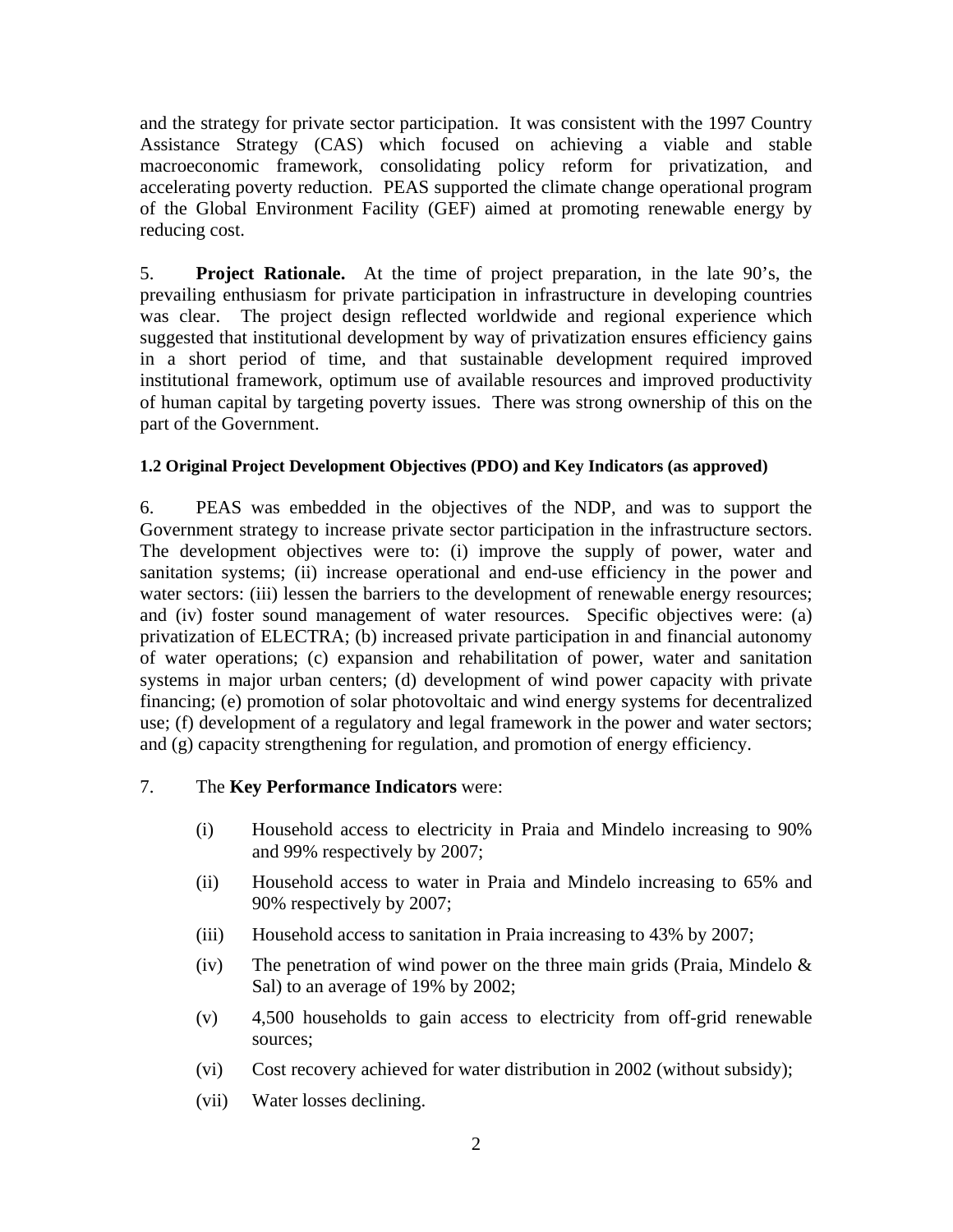and the strategy for private sector participation. It was consistent with the 1997 Country Assistance Strategy (CAS) which focused on achieving a viable and stable macroeconomic framework, consolidating policy reform for privatization, and accelerating poverty reduction. PEAS supported the climate change operational program of the Global Environment Facility (GEF) aimed at promoting renewable energy by reducing cost.

5. **Project Rationale.** At the time of project preparation, in the late 90's, the prevailing enthusiasm for private participation in infrastructure in developing countries was clear. The project design reflected worldwide and regional experience which suggested that institutional development by way of privatization ensures efficiency gains in a short period of time, and that sustainable development required improved institutional framework, optimum use of available resources and improved productivity of human capital by targeting poverty issues. There was strong ownership of this on the part of the Government.

#### 1.2 Original Project Development Objectives (PDO) and Key Indicators (as approved)

6. PEAS was embedded in the objectives of the NDP, and was to support the Government strategy to increase private sector participation in the infrastructure sectors. The development objectives were to: (i) improve the supply of power, water and sanitation systems; (ii) increase operational and end-use efficiency in the power and water sectors: (iii) lessen the barriers to the development of renewable energy resources; and (iv) foster sound management of water resources. Specific objectives were: (a) privatization of ELECTRA; (b) increased private participation in and financial autonomy of water operations; (c) expansion and rehabilitation of power, water and sanitation systems in major urban centers; (d) development of wind power capacity with private financing; (e) promotion of solar photovoltaic and wind energy systems for decentralized use; (f) development of a regulatory and legal framework in the power and water sectors; and (g) capacity strengthening for regulation, and promotion of energy efficiency.

7. The **Key Performance Indicators** were:

- (i) Household access to electricity in Praia and Mindelo increasing to 90% and 99% respectively by 2007;
- (ii) Household access to water in Praia and Mindelo increasing to 65% and 90% respectively by 2007;
- (iii) Household access to sanitation in Praia increasing to 43% by 2007;
- (iv) The penetration of wind power on the three main grids (Praia, Mindelo & Sal) to an average of 19% by 2002;
- (v) 4,500 households to gain access to electricity from off-grid renewable sources;
- (vi) Cost recovery achieved for water distribution in 2002 (without subsidy);
- (vii) Water losses declining.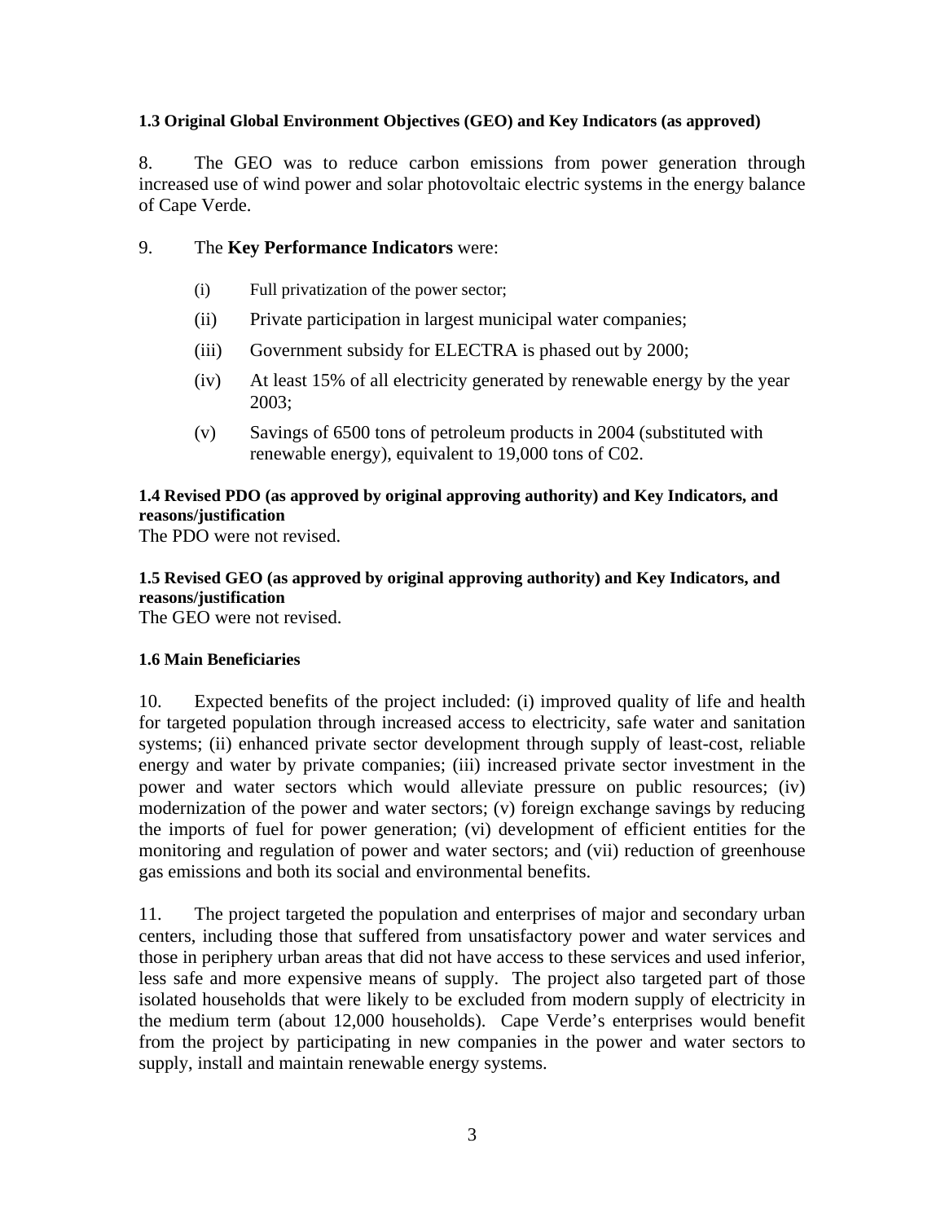### 1.3 Original Global Environment Objectives (GEO) and Key Indicators (as approved)

8. The GEO was to reduce carbon emissions from power generation through increased use of wind power and solar photovoltaic electric systems in the energy balance of Cape Verde.

9. The **Key Performance Indicators** were:

(i) Full privatization of the power sector;

(ii) Private participation in largest municipal water companies;

(iii) Government subsidy for ELECTRA is phased out by 2000;

(iv) At least 15% of all electricity generated by renewable energy by the year 2003;

(v) Savings of 6500 tons of petroleum products in 2004 (substituted with renewable energy), equivalent to 19,000 tons of C02.

### 1.4 Revised PDO (as approved by original approving authority) and Key Indicators, and reasons/justification

The PDO were not revised.

### 1.5 Revised GEO (as approved by original approving authority) and Key Indicators, and reasons/justification

The GEO were not revised.

### 1.6 Main Beneficiaries

10. Expected benefits of the project included: (i) improved quality of life and health for targeted population through increased access to electricity, safe water and sanitation systems; (ii) enhanced private sector development through supply of least-cost, reliable energy and water by private companies; (iii) increased private sector investment in the power and water sectors which would alleviate pressure on public resources; (iv) modernization of the power and water sectors; (v) foreign exchange savings by reducing the imports of fuel for power generation; (vi) development of efficient entities for the monitoring and regulation of power and water sectors; and (vii) reduction of greenhouse gas emissions and both its social and environmental benefits.

11. The project targeted the population and enterprises of major and secondary urban centers, including those that suffered from unsatisfactory power and water services and those in periphery urban areas that did not have access to these services and used inferior, less safe and more expensive means of supply. The project also targeted part of those isolated households that were likely to be excluded from modern supply of electricity in the medium term (about 12,000 households). Cape Verde's enterprises would benefit from the project by participating in new companies in the power and water sectors to supply, install and maintain renewable energy systems.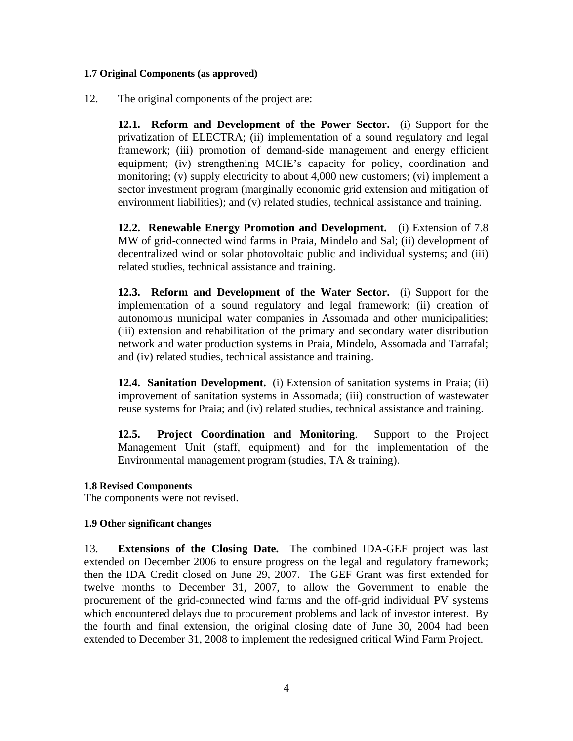#### 1.7 Original Components (as approved)

12. The original components of the project are:

**12.1. Reform and Development of the Power Sector.** (i) Support for the privatization of ELECTRA; (ii) implementation of a sound regulatory and legal framework; (iii) promotion of demand-side management and energy efficient equipment; (iv) strengthening MCIE's capacity for policy, coordination and monitoring; (v) supply electricity to about 4,000 new customers; (vi) implement a sector investment program (marginally economic grid extension and mitigation of environment liabilities); and (v) related studies, technical assistance and training.

**12.2. Renewable Energy Promotion and Development.** (i) Extension of 7.8 MW of grid-connected wind farms in Praia, Mindelo and Sal; (ii) development of decentralized wind or solar photovoltaic public and individual systems; and (iii) related studies, technical assistance and training.

**12.3. Reform and Development of the Water Sector.** (i) Support for the implementation of a sound regulatory and legal framework; (ii) creation of autonomous municipal water companies in Assomada and other municipalities; (iii) extension and rehabilitation of the primary and secondary water distribution network and water production systems in Praia, Mindelo, Assomada and Tarrafal; and (iv) related studies, technical assistance and training.

**12.4. Sanitation Development.** (i) Extension of sanitation systems in Praia; (ii) improvement of sanitation systems in Assomada; (iii) construction of wastewater reuse systems for Praia; and (iv) related studies, technical assistance and training.

**12.5. Project Coordination and Monitoring**. Support to the Project Management Unit (staff, equipment) and for the implementation of the Environmental management program (studies, TA & training).

#### 1.8 Revised Components

The components were not revised.

#### 1.9 Other significant changes

13. **Extensions of the Closing Date.** The combined IDA-GEF project was last extended on December 2006 to ensure progress on the legal and regulatory framework; then the IDA Credit closed on June 29, 2007. The GEF Grant was first extended for twelve months to December 31, 2007, to allow the Government to enable the procurement of the grid-connected wind farms and the off-grid individual PV systems which encountered delays due to procurement problems and lack of investor interest. By the fourth and final extension, the original closing date of June 30, 2004 had been extended to December 31, 2008 to implement the redesigned critical Wind Farm Project.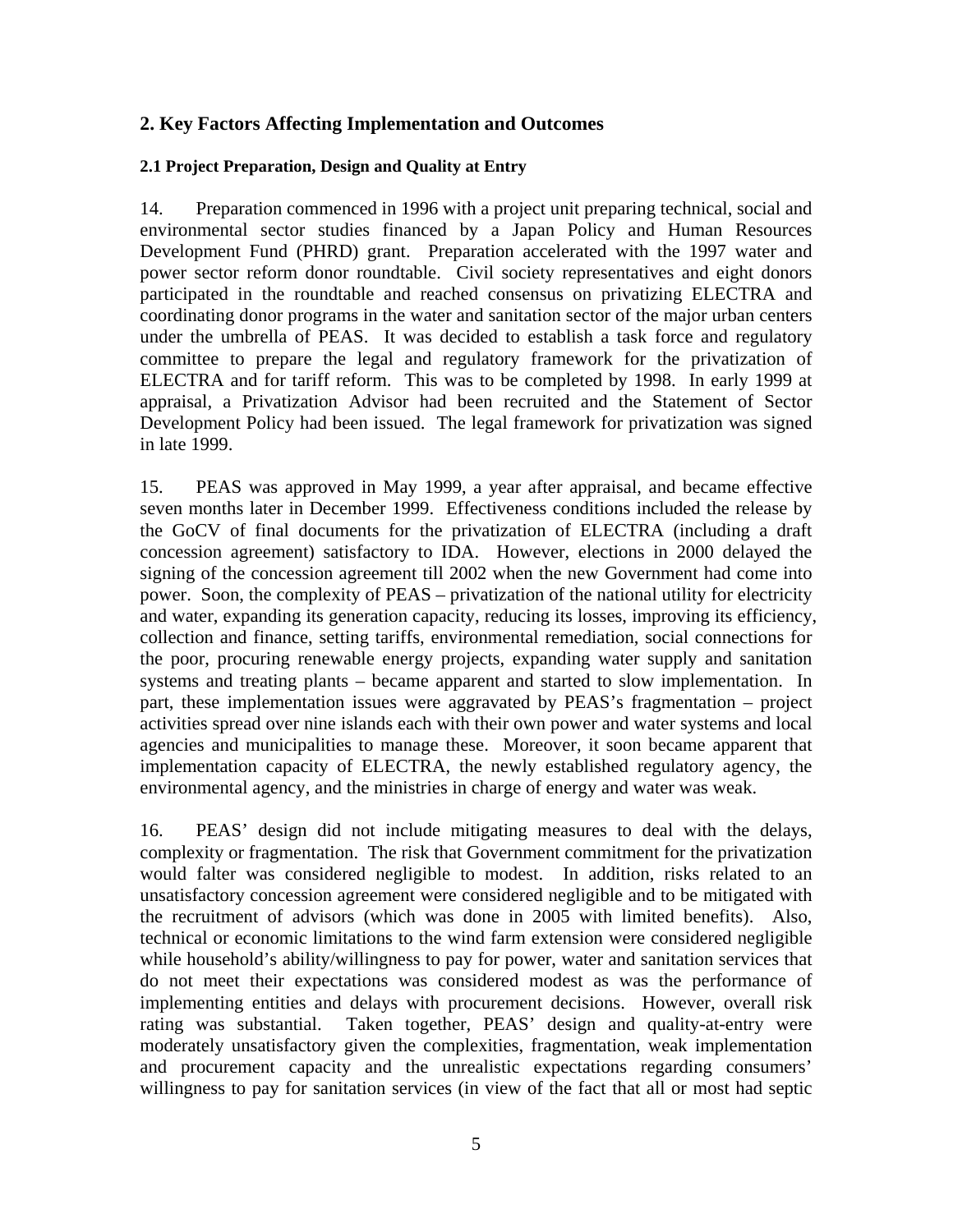## 2. Key Factors Affecting Implementation and Outcomes

### 2.1 Project Preparation, Design and Quality at Entry

14. Preparation commenced in 1996 with a project unit preparing technical, social and environmental sector studies financed by a Japan Policy and Human Resources Development Fund (PHRD) grant. Preparation accelerated with the 1997 water and power sector reform donor roundtable. Civil society representatives and eight donors participated in the roundtable and reached consensus on privatizing ELECTRA and coordinating donor programs in the water and sanitation sector of the major urban centers under the umbrella of PEAS. It was decided to establish a task force and regulatory committee to prepare the legal and regulatory framework for the privatization of ELECTRA and for tariff reform. This was to be completed by 1998. In early 1999 at appraisal, a Privatization Advisor had been recruited and the Statement of Sector Development Policy had been issued. The legal framework for privatization was signed in late 1999.

15. PEAS was approved in May 1999, a year after appraisal, and became effective seven months later in December 1999. Effectiveness conditions included the release by the GoCV of final documents for the privatization of ELECTRA (including a draft concession agreement) satisfactory to IDA. However, elections in 2000 delayed the signing of the concession agreement till 2002 when the new Government had come into power. Soon, the complexity of PEAS – privatization of the national utility for electricity and water, expanding its generation capacity, reducing its losses, improving its efficiency, collection and finance, setting tariffs, environmental remediation, social connections for the poor, procuring renewable energy projects, expanding water supply and sanitation systems and treating plants – became apparent and started to slow implementation. In part, these implementation issues were aggravated by PEAS's fragmentation – project activities spread over nine islands each with their own power and water systems and local agencies and municipalities to manage these. Moreover, it soon became apparent that implementation capacity of ELECTRA, the newly established regulatory agency, the environmental agency, and the ministries in charge of energy and water was weak.

16. PEAS' design did not include mitigating measures to deal with the delays, complexity or fragmentation. The risk that Government commitment for the privatization would falter was considered negligible to modest. In addition, risks related to an unsatisfactory concession agreement were considered negligible and to be mitigated with the recruitment of advisors (which was done in 2005 with limited benefits). Also, technical or economic limitations to the wind farm extension were considered negligible while household's ability/willingness to pay for power, water and sanitation services that do not meet their expectations was considered modest as was the performance of implementing entities and delays with procurement decisions. However, overall risk rating was substantial. Taken together, PEAS' design and quality-at-entry were moderately unsatisfactory given the complexities, fragmentation, weak implementation and procurement capacity and the unrealistic expectations regarding consumers' willingness to pay for sanitation services (in view of the fact that all or most had septic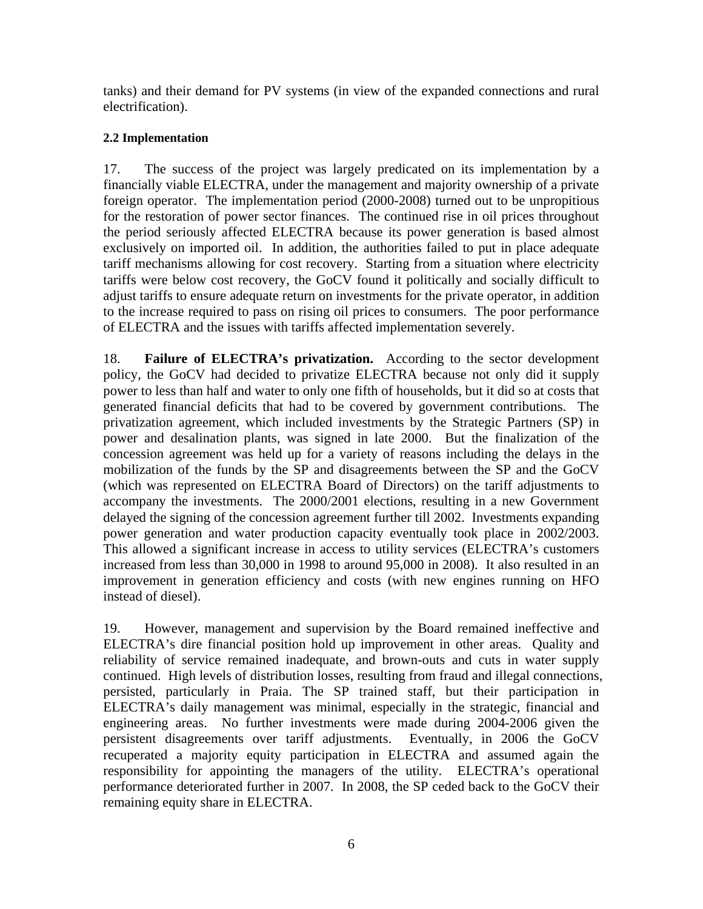tanks) and their demand for PV systems (in view of the expanded connections and rural electrification).

**2.2 Implementation**

17. The success of the project was largely predicated on its implementation by a financially viable ELECTRA, under the management and majority ownership of a private foreign operator. The implementation period (2000-2008) turned out to be unpropitious for the restoration of power sector finances. The continued rise in oil prices throughout the period seriously affected ELECTRA because its power generation is based almost exclusively on imported oil. In addition, the authorities failed to put in place adequate tariff mechanisms allowing for cost recovery. Starting from a situation where electricity tariffs were below cost recovery, the GoCV found it politically and socially difficult to adjust tariffs to ensure adequate return on investments for the private operator, in addition to the increase required to pass on rising oil prices to consumers. The poor performance of ELECTRA and the issues with tariffs affected implementation severely.

18. **Failure of ELECTRA's privatization.** According to the sector development policy, the GoCV had decided to privatize ELECTRA because not only did it supply power to less than half and water to only one fifth of households, but it did so at costs that generated financial deficits that had to be covered by government contributions. The privatization agreement, which included investments by the Strategic Partners (SP) in power and desalination plants, was signed in late 2000. But the finalization of the concession agreement was held up for a variety of reasons including the delays in the mobilization of the funds by the SP and disagreements between the SP and the GoCV (which was represented on ELECTRA Board of Directors) on the tariff adjustments to accompany the investments. The 2000/2001 elections, resulting in a new Government delayed the signing of the concession agreement further till 2002. Investments expanding power generation and water production capacity eventually took place in 2002/2003. This allowed a significant increase in access to utility services (ELECTRA's customers increased from less than 30,000 in 1998 to around 95,000 in 2008). It also resulted in an improvement in generation efficiency and costs (with new engines running on HFO instead of diesel).

19. However, management and supervision by the Board remained ineffective and ELECTRA's dire financial position hold up improvement in other areas. Quality and reliability of service remained inadequate, and brown-outs and cuts in water supply continued. High levels of distribution losses, resulting from fraud and illegal connections, persisted, particularly in Praia. The SP trained staff, but their participation in ELECTRA's daily management was minimal, especially in the strategic, financial and engineering areas. No further investments were made during 2004-2006 given the persistent disagreements over tariff adjustments. Eventually, in 2006 the GoCV recuperated a majority equity participation in ELECTRA and assumed again the responsibility for appointing the managers of the utility. ELECTRA's operational performance deteriorated further in 2007. In 2008, the SP ceded back to the GoCV their remaining equity share in ELECTRA.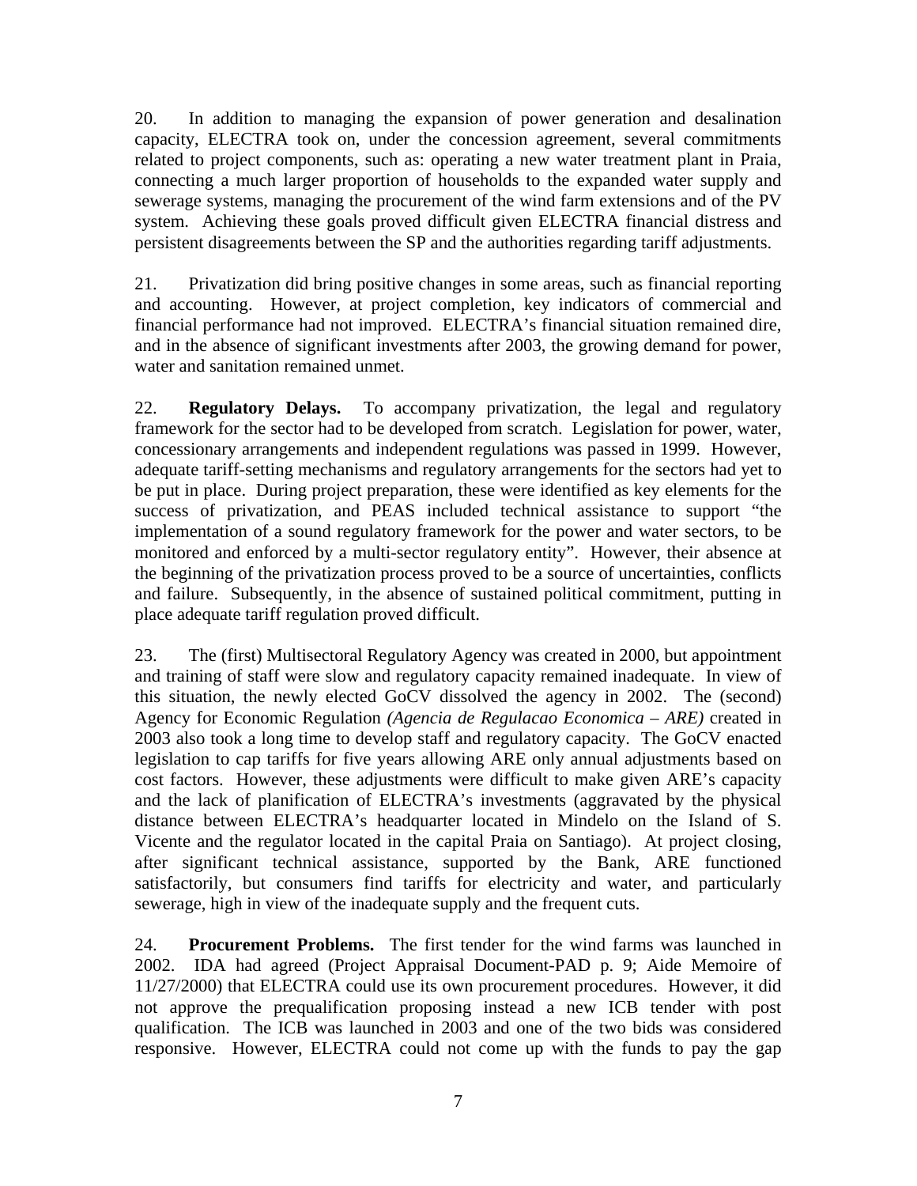20. In addition to managing the expansion of power generation and desalination capacity, ELECTRA took on, under the concession agreement, several commitments related to project components, such as: operating a new water treatment plant in Praia, connecting a much larger proportion of households to the expanded water supply and sewerage systems, managing the procurement of the wind farm extensions and of the PV system. Achieving these goals proved difficult given ELECTRA financial distress and persistent disagreements between the SP and the authorities regarding tariff adjustments.

21. Privatization did bring positive changes in some areas, such as financial reporting and accounting. However, at project completion, key indicators of commercial and financial performance had not improved. ELECTRA's financial situation remained dire, and in the absence of significant investments after 2003, the growing demand for power, water and sanitation remained unmet.

22. **Regulatory Delays.** To accompany privatization, the legal and regulatory framework for the sector had to be developed from scratch. Legislation for power, water, concessionary arrangements and independent regulations was passed in 1999. However, adequate tariff-setting mechanisms and regulatory arrangements for the sectors had yet to be put in place. During project preparation, these were identified as key elements for the success of privatization, and PEAS included technical assistance to support "the implementation of a sound regulatory framework for the power and water sectors, to be monitored and enforced by a multi-sector regulatory entity". However, their absence at the beginning of the privatization process proved to be a source of uncertainties, conflicts and failure. Subsequently, in the absence of sustained political commitment, putting in place adequate tariff regulation proved difficult.

23. The (first) Multisectoral Regulatory Agency was created in 2000, but appointment and training of staff were slow and regulatory capacity remained inadequate. In view of this situation, the newly elected GoCV dissolved the agency in 2002. The (second) Agency for Economic Regulation *(Agencia de Regulacao Economica – ARE)* created in 2003 also took a long time to develop staff and regulatory capacity. The GoCV enacted legislation to cap tariffs for five years allowing ARE only annual adjustments based on cost factors. However, these adjustments were difficult to make given ARE's capacity and the lack of planification of ELECTRA's investments (aggravated by the physical distance between ELECTRA's headquarter located in Mindelo on the Island of S. Vicente and the regulator located in the capital Praia on Santiago). At project closing, after significant technical assistance, supported by the Bank, ARE functioned satisfactorily, but consumers find tariffs for electricity and water, and particularly sewerage, high in view of the inadequate supply and the frequent cuts.

24. **Procurement Problems.** The first tender for the wind farms was launched in 2002. IDA had agreed (Project Appraisal Document-PAD p. 9; Aide Memoire of 11/27/2000) that ELECTRA could use its own procurement procedures. However, it did not approve the prequalification proposing instead a new ICB tender with post qualification. The ICB was launched in 2003 and one of the two bids was considered responsive. However, ELECTRA could not come up with the funds to pay the gap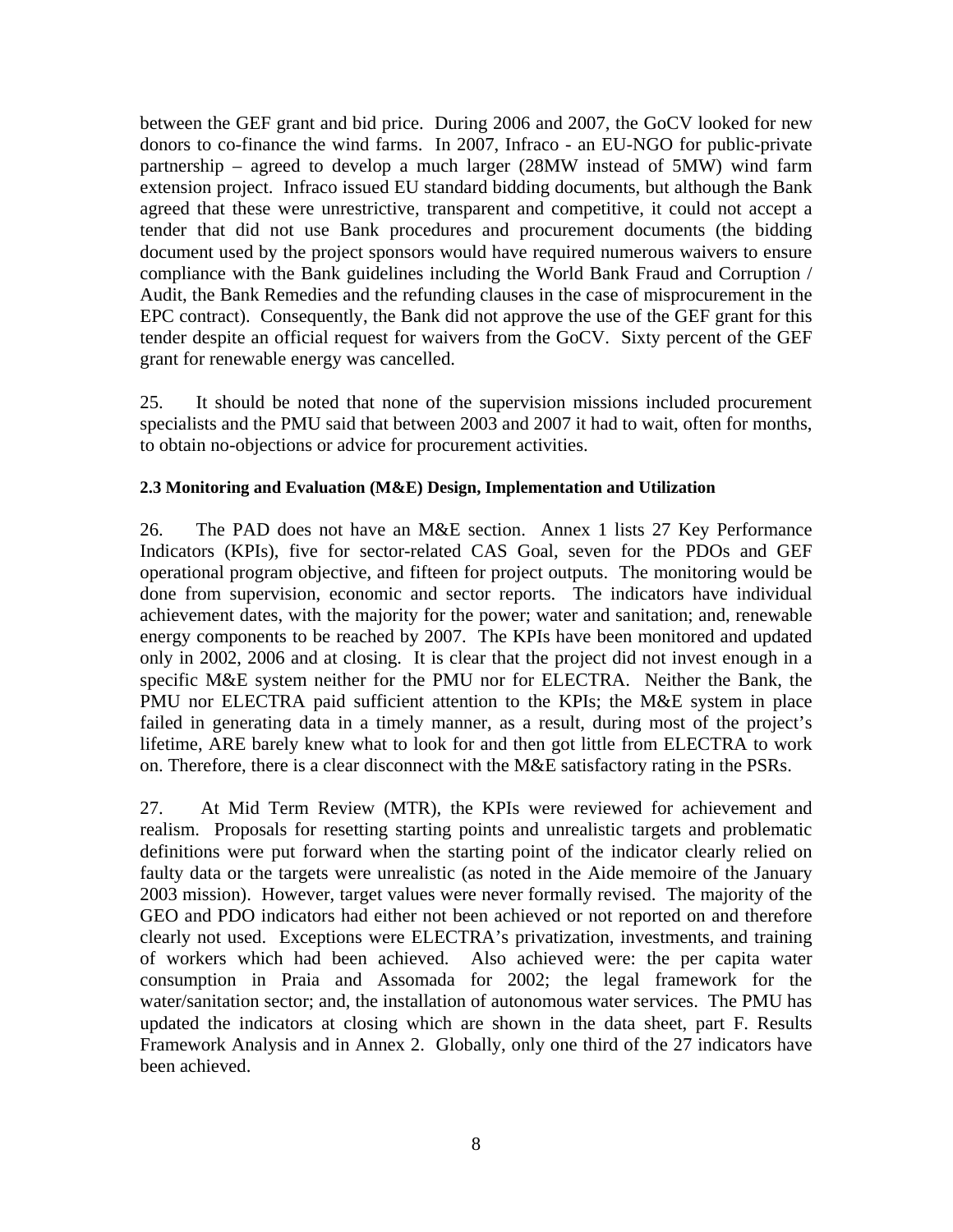between the GEF grant and bid price. During 2006 and 2007, the GoCV looked for new donors to co-finance the wind farms. In 2007, Infraco - an EU-NGO for public-private partnership – agreed to develop a much larger (28MW instead of 5MW) wind farm extension project. Infraco issued EU standard bidding documents, but although the Bank agreed that these were unrestrictive, transparent and competitive, it could not accept a tender that did not use Bank procedures and procurement documents (the bidding document used by the project sponsors would have required numerous waivers to ensure compliance with the Bank guidelines including the World Bank Fraud and Corruption / Audit, the Bank Remedies and the refunding clauses in the case of misprocurement in the EPC contract). Consequently, the Bank did not approve the use of the GEF grant for this tender despite an official request for waivers from the GoCV. Sixty percent of the GEF grant for renewable energy was cancelled.

25. It should be noted that none of the supervision missions included procurement specialists and the PMU said that between 2003 and 2007 it had to wait, often for months, to obtain no-objections or advice for procurement activities.

#### 2.3 Monitoring and Evaluation (M&E) Design, Implementation and Utilization

26. The PAD does not have an M&E section. Annex 1 lists 27 Key Performance Indicators (KPIs), five for sector-related CAS Goal, seven for the PDOs and GEF operational program objective, and fifteen for project outputs. The monitoring would be done from supervision, economic and sector reports. The indicators have individual achievement dates, with the majority for the power; water and sanitation; and, renewable energy components to be reached by 2007. The KPIs have been monitored and updated only in 2002, 2006 and at closing. It is clear that the project did not invest enough in a specific M&E system neither for the PMU nor for ELECTRA. Neither the Bank, the PMU nor ELECTRA paid sufficient attention to the KPIs; the M&E system in place failed in generating data in a timely manner, as a result, during most of the project's lifetime, ARE barely knew what to look for and then got little from ELECTRA to work on. Therefore, there is a clear disconnect with the M&E satisfactory rating in the PSRs.

27. At Mid Term Review (MTR), the KPIs were reviewed for achievement and realism. Proposals for resetting starting points and unrealistic targets and problematic definitions were put forward when the starting point of the indicator clearly relied on faulty data or the targets were unrealistic (as noted in the Aide memoire of the January 2003 mission). However, target values were never formally revised. The majority of the GEO and PDO indicators had either not been achieved or not reported on and therefore clearly not used. Exceptions were ELECTRA's privatization, investments, and training of workers which had been achieved. Also achieved were: the per capita water consumption in Praia and Assomada for 2002; the legal framework for the water/sanitation sector; and, the installation of autonomous water services. The PMU has updated the indicators at closing which are shown in the data sheet, part F. Results Framework Analysis and in Annex 2. Globally, only one third of the 27 indicators have been achieved.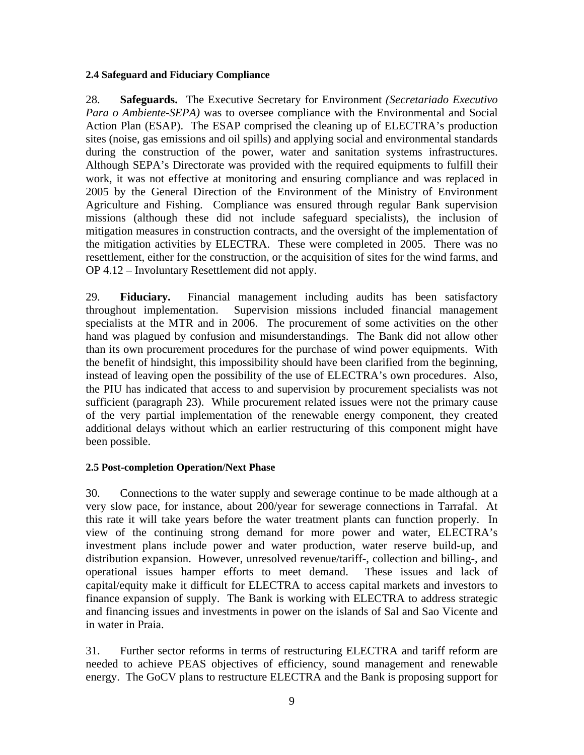### 2.4 Safeguard and Fiduciary Compliance

28. **Safeguards.** The Executive Secretary for Environment *(Secretariado Executivo Para o Ambiente-SEPA)* was to oversee compliance with the Environmental and Social Action Plan (ESAP). The ESAP comprised the cleaning up of ELECTRA's production sites (noise, gas emissions and oil spills) and applying social and environmental standards during the construction of the power, water and sanitation systems infrastructures. Although SEPA's Directorate was provided with the required equipments to fulfill their work, it was not effective at monitoring and ensuring compliance and was replaced in 2005 by the General Direction of the Environment of the Ministry of Environment Agriculture and Fishing. Compliance was ensured through regular Bank supervision missions (although these did not include safeguard specialists), the inclusion of mitigation measures in construction contracts, and the oversight of the implementation of the mitigation activities by ELECTRA. These were completed in 2005. There was no resettlement, either for the construction, or the acquisition of sites for the wind farms, and OP 4.12 – Involuntary Resettlement did not apply.

29. **Fiduciary.** Financial management including audits has been satisfactory throughout implementation. Supervision missions included financial management specialists at the MTR and in 2006. The procurement of some activities on the other hand was plagued by confusion and misunderstandings. The Bank did not allow other than its own procurement procedures for the purchase of wind power equipments. With the benefit of hindsight, this impossibility should have been clarified from the beginning, instead of leaving open the possibility of the use of ELECTRA's own procedures. Also, the PIU has indicated that access to and supervision by procurement specialists was not sufficient (paragraph 23). While procurement related issues were not the primary cause of the very partial implementation of the renewable energy component, they created additional delays without which an earlier restructuring of this component might have been possible.

### 2.5 Post-completion Operation/Next Phase

30. Connections to the water supply and sewerage continue to be made although at a very slow pace, for instance, about 200/year for sewerage connections in Tarrafal. At this rate it will take years before the water treatment plants can function properly. In view of the continuing strong demand for more power and water, ELECTRA's investment plans include power and water production, water reserve build-up, and distribution expansion. However, unresolved revenue/tariff-, collection and billing-, and operational issues hamper efforts to meet demand. These issues and lack of capital/equity make it difficult for ELECTRA to access capital markets and investors to finance expansion of supply. The Bank is working with ELECTRA to address strategic and financing issues and investments in power on the islands of Sal and Sao Vicente and in water in Praia.

31. Further sector reforms in terms of restructuring ELECTRA and tariff reform are needed to achieve PEAS objectives of efficiency, sound management and renewable energy. The GoCV plans to restructure ELECTRA and the Bank is proposing support for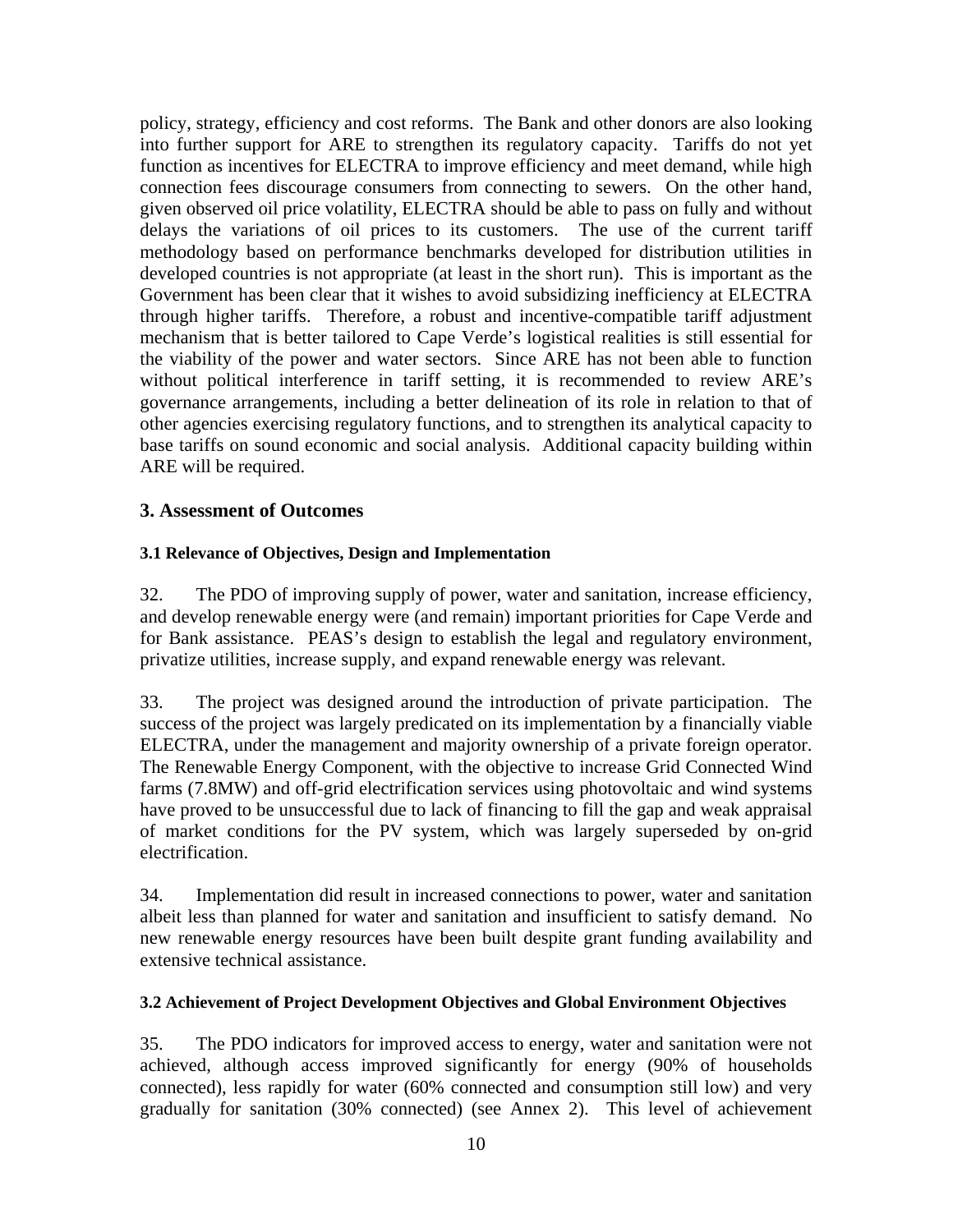policy, strategy, efficiency and cost reforms. The Bank and other donors are also looking into further support for ARE to strengthen its regulatory capacity. Tariffs do not yet function as incentives for ELECTRA to improve efficiency and meet demand, while high connection fees discourage consumers from connecting to sewers. On the other hand, given observed oil price volatility, ELECTRA should be able to pass on fully and without delays the variations of oil prices to its customers. The use of the current tariff methodology based on performance benchmarks developed for distribution utilities in developed countries is not appropriate (at least in the short run). This is important as the Government has been clear that it wishes to avoid subsidizing inefficiency at ELECTRA through higher tariffs. Therefore, a robust and incentive-compatible tariff adjustment mechanism that is better tailored to Cape Verde's logistical realities is still essential for the viability of the power and water sectors. Since ARE has not been able to function without political interference in tariff setting, it is recommended to review ARE's governance arrangements, including a better delineation of its role in relation to that of other agencies exercising regulatory functions, and to strengthen its analytical capacity to base tariffs on sound economic and social analysis. Additional capacity building within ARE will be required.

## 3. Assessment of Outcomes

### 3.1 Relevance of Objectives, Design and Implementation

32. The PDO of improving supply of power, water and sanitation, increase efficiency, and develop renewable energy were (and remain) important priorities for Cape Verde and for Bank assistance. PEAS's design to establish the legal and regulatory environment, privatize utilities, increase supply, and expand renewable energy was relevant.

33. The project was designed around the introduction of private participation. The success of the project was largely predicated on its implementation by a financially viable ELECTRA, under the management and majority ownership of a private foreign operator. The Renewable Energy Component, with the objective to increase Grid Connected Wind farms (7.8MW) and off-grid electrification services using photovoltaic and wind systems have proved to be unsuccessful due to lack of financing to fill the gap and weak appraisal of market conditions for the PV system, which was largely superseded by on-grid electrification.

34. Implementation did result in increased connections to power, water and sanitation albeit less than planned for water and sanitation and insufficient to satisfy demand. No new renewable energy resources have been built despite grant funding availability and extensive technical assistance.

### 3.2 Achievement of Project Development Objectives and Global Environment Objectives

35. The PDO indicators for improved access to energy, water and sanitation were not achieved, although access improved significantly for energy (90% of households connected), less rapidly for water (60% connected and consumption still low) and very gradually for sanitation (30% connected) (see Annex 2). This level of achievement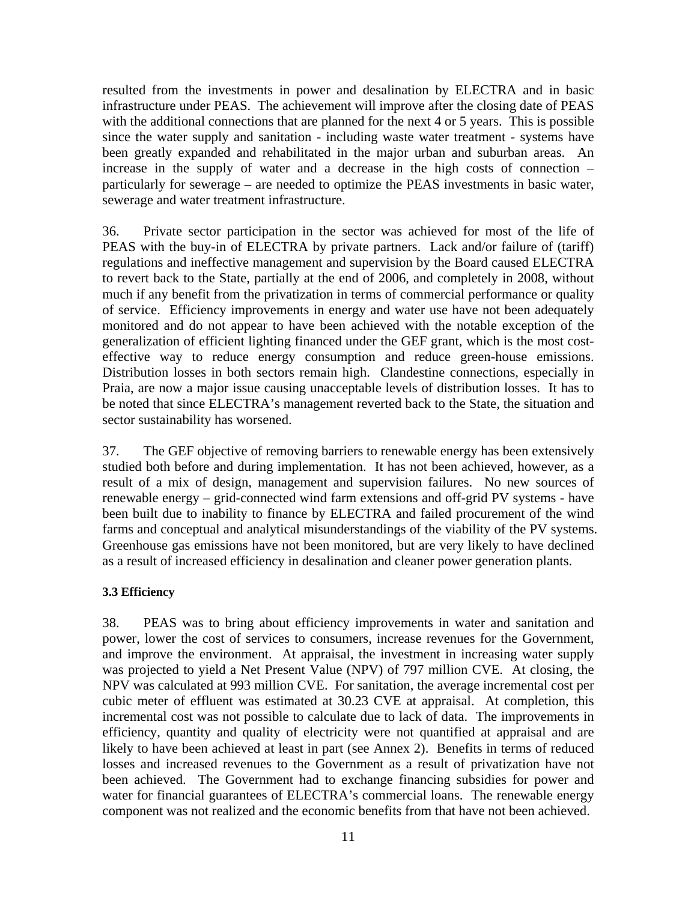resulted from the investments in power and desalination by ELECTRA and in basic infrastructure under PEAS. The achievement will improve after the closing date of PEAS with the additional connections that are planned for the next 4 or 5 years. This is possible since the water supply and sanitation - including waste water treatment - systems have been greatly expanded and rehabilitated in the major urban and suburban areas. An increase in the supply of water and a decrease in the high costs of connection – particularly for sewerage – are needed to optimize the PEAS investments in basic water, sewerage and water treatment infrastructure.

36. Private sector participation in the sector was achieved for most of the life of PEAS with the buy-in of ELECTRA by private partners. Lack and/or failure of (tariff) regulations and ineffective management and supervision by the Board caused ELECTRA to revert back to the State, partially at the end of 2006, and completely in 2008, without much if any benefit from the privatization in terms of commercial performance or quality of service. Efficiency improvements in energy and water use have not been adequately monitored and do not appear to have been achieved with the notable exception of the generalization of efficient lighting financed under the GEF grant, which is the most cost-effective way to reduce energy consumption and reduce green-house emissions. Distribution losses in both sectors remain high. Clandestine connections, especially in Praia, are now a major issue causing unacceptable levels of distribution losses. It has to be noted that since ELECTRA's management reverted back to the State, the situation and sector sustainability has worsened.

37. The GEF objective of removing barriers to renewable energy has been extensively studied both before and during implementation. It has not been achieved, however, as a result of a mix of design, management and supervision failures. No new sources of renewable energy – grid-connected wind farm extensions and off-grid PV systems - have been built due to inability to finance by ELECTRA and failed procurement of the wind farms and conceptual and analytical misunderstandings of the viability of the PV systems. Greenhouse gas emissions have not been monitored, but are very likely to have declined as a result of increased efficiency in desalination and cleaner power generation plants.

### 3.3 Efficiency

38. PEAS was to bring about efficiency improvements in water and sanitation and power, lower the cost of services to consumers, increase revenues for the Government, and improve the environment. At appraisal, the investment in increasing water supply was projected to yield a Net Present Value (NPV) of 797 million CVE. At closing, the NPV was calculated at 993 million CVE. For sanitation, the average incremental cost per cubic meter of effluent was estimated at 30.23 CVE at appraisal. At completion, this incremental cost was not possible to calculate due to lack of data. The improvements in efficiency, quantity and quality of electricity were not quantified at appraisal and are likely to have been achieved at least in part (see Annex 2). Benefits in terms of reduced losses and increased revenues to the Government as a result of privatization have not been achieved. The Government had to exchange financing subsidies for power and water for financial guarantees of ELECTRA's commercial loans. The renewable energy component was not realized and the economic benefits from that have not been achieved.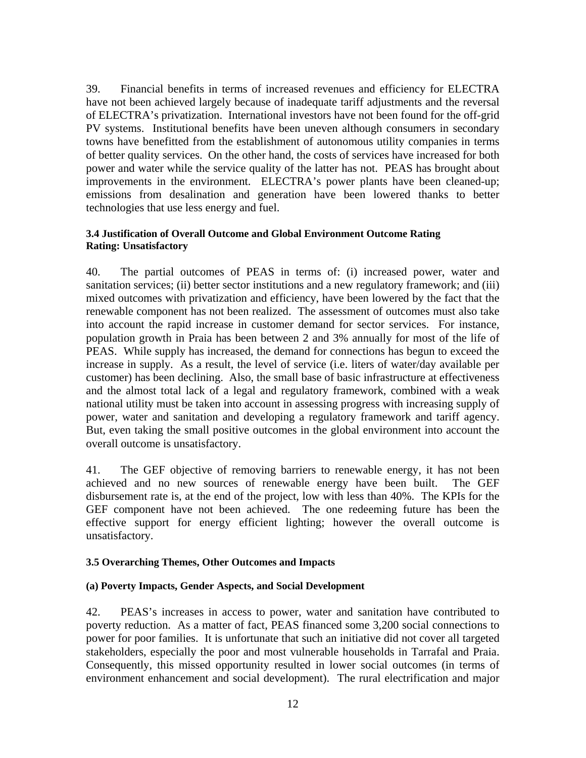39. Financial benefits in terms of increased revenues and efficiency for ELECTRA have not been achieved largely because of inadequate tariff adjustments and the reversal of ELECTRA's privatization. International investors have not been found for the off-grid PV systems. Institutional benefits have been uneven although consumers in secondary towns have benefitted from the establishment of autonomous utility companies in terms of better quality services. On the other hand, the costs of services have increased for both power and water while the service quality of the latter has not. PEAS has brought about improvements in the environment. ELECTRA's power plants have been cleaned-up; emissions from desalination and generation have been lowered thanks to better technologies that use less energy and fuel.

#### 3.4 Justification of Overall Outcome and Global Environment Outcome Rating
**Rating: Unsatisfactory**

40. The partial outcomes of PEAS in terms of: (i) increased power, water and sanitation services; (ii) better sector institutions and a new regulatory framework; and (iii) mixed outcomes with privatization and efficiency, have been lowered by the fact that the renewable component has not been realized. The assessment of outcomes must also take into account the rapid increase in customer demand for sector services. For instance, population growth in Praia has been between 2 and 3% annually for most of the life of PEAS. While supply has increased, the demand for connections has begun to exceed the increase in supply. As a result, the level of service (i.e. liters of water/day available per customer) has been declining. Also, the small base of basic infrastructure at effectiveness and the almost total lack of a legal and regulatory framework, combined with a weak national utility must be taken into account in assessing progress with increasing supply of power, water and sanitation and developing a regulatory framework and tariff agency. But, even taking the small positive outcomes in the global environment into account the overall outcome is unsatisfactory.

41. The GEF objective of removing barriers to renewable energy, it has not been achieved and no new sources of renewable energy have been built. The GEF disbursement rate is, at the end of the project, low with less than 40%. The KPIs for the GEF component have not been achieved. The one redeeming future has been the effective support for energy efficient lighting; however the overall outcome is unsatisfactory.

#### 3.5 Overarching Themes, Other Outcomes and Impacts

#### (a) Poverty Impacts, Gender Aspects, and Social Development

42. PEAS's increases in access to power, water and sanitation have contributed to poverty reduction. As a matter of fact, PEAS financed some 3,200 social connections to power for poor families. It is unfortunate that such an initiative did not cover all targeted stakeholders, especially the poor and most vulnerable households in Tarrafal and Praia. Consequently, this missed opportunity resulted in lower social outcomes (in terms of environment enhancement and social development). The rural electrification and major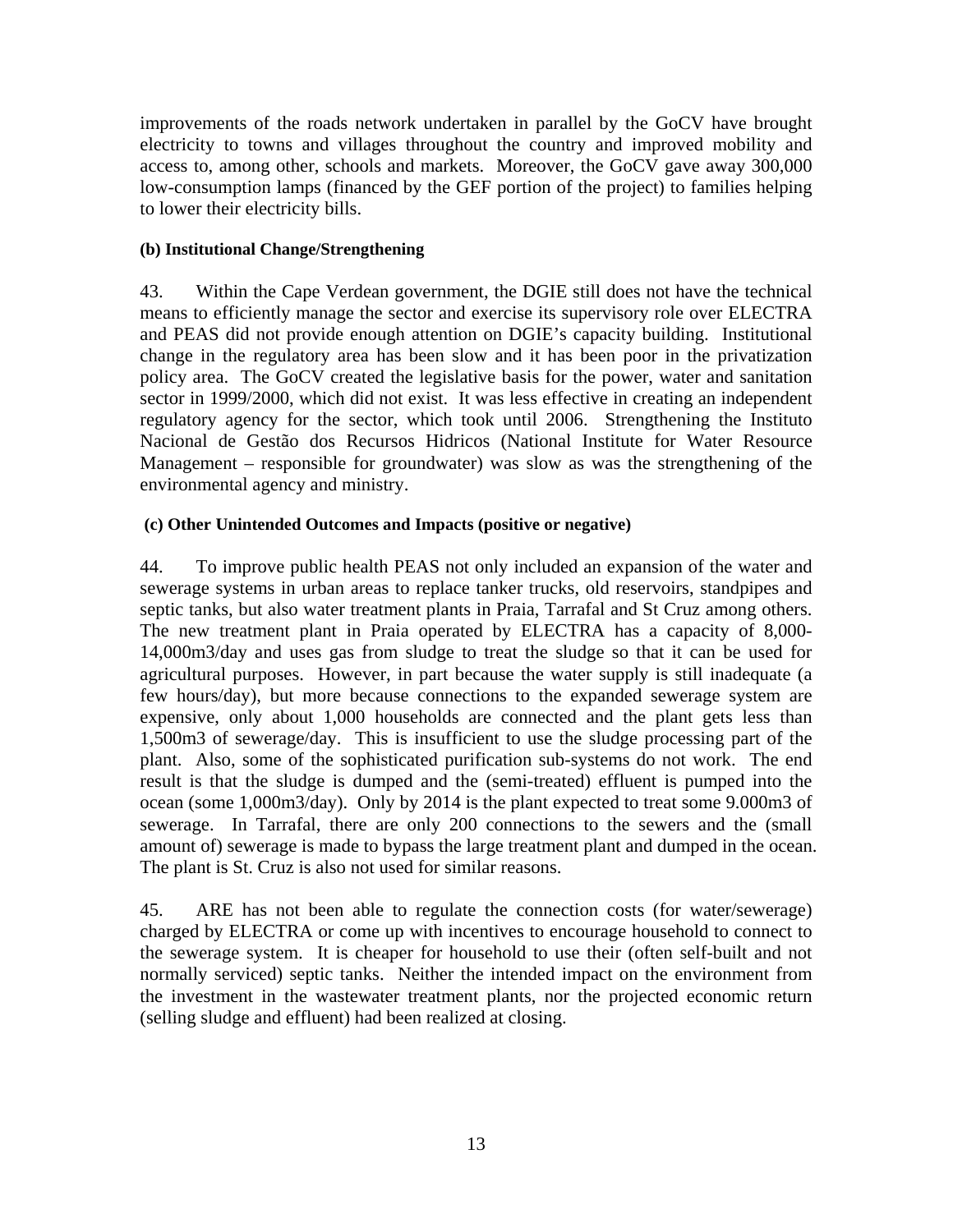improvements of the roads network undertaken in parallel by the GoCV have brought electricity to towns and villages throughout the country and improved mobility and access to, among other, schools and markets. Moreover, the GoCV gave away 300,000 low-consumption lamps (financed by the GEF portion of the project) to families helping to lower their electricity bills.

**(b) Institutional Change/Strengthening**

43. Within the Cape Verdean government, the DGIE still does not have the technical means to efficiently manage the sector and exercise its supervisory role over ELECTRA and PEAS did not provide enough attention on DGIE's capacity building. Institutional change in the regulatory area has been slow and it has been poor in the privatization policy area. The GoCV created the legislative basis for the power, water and sanitation sector in 1999/2000, which did not exist. It was less effective in creating an independent regulatory agency for the sector, which took until 2006. Strengthening the Instituto Nacional de Gestão dos Recursos Hidricos (National Institute for Water Resource Management – responsible for groundwater) was slow as was the strengthening of the environmental agency and ministry.

**(c) Other Unintended Outcomes and Impacts (positive or negative)**

44. To improve public health PEAS not only included an expansion of the water and sewerage systems in urban areas to replace tanker trucks, old reservoirs, standpipes and septic tanks, but also water treatment plants in Praia, Tarrafal and St Cruz among others. The new treatment plant in Praia operated by ELECTRA has a capacity of 8,000-14,000m3/day and uses gas from sludge to treat the sludge so that it can be used for agricultural purposes. However, in part because the water supply is still inadequate (a few hours/day), but more because connections to the expanded sewerage system are expensive, only about 1,000 households are connected and the plant gets less than 1,500m3 of sewerage/day. This is insufficient to use the sludge processing part of the plant. Also, some of the sophisticated purification sub-systems do not work. The end result is that the sludge is dumped and the (semi-treated) effluent is pumped into the ocean (some 1,000m3/day). Only by 2014 is the plant expected to treat some 9.000m3 of sewerage. In Tarrafal, there are only 200 connections to the sewers and the (small amount of) sewerage is made to bypass the large treatment plant and dumped in the ocean. The plant is St. Cruz is also not used for similar reasons.

45. ARE has not been able to regulate the connection costs (for water/sewerage) charged by ELECTRA or come up with incentives to encourage household to connect to the sewerage system. It is cheaper for household to use their (often self-built and not normally serviced) septic tanks. Neither the intended impact on the environment from the investment in the wastewater treatment plants, nor the projected economic return (selling sludge and effluent) had been realized at closing.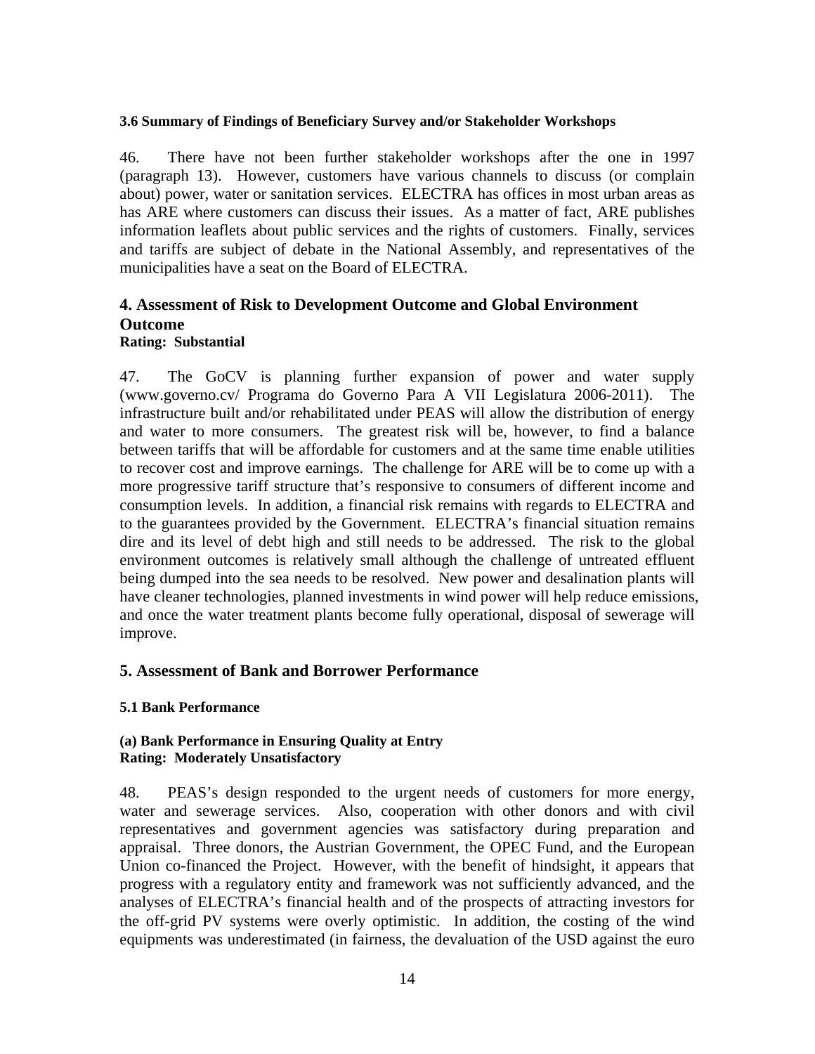### 3.6 Summary of Findings of Beneficiary Survey and/or Stakeholder Workshops

46. There have not been further stakeholder workshops after the one in 1997 (paragraph 13). However, customers have various channels to discuss (or complain about) power, water or sanitation services. ELECTRA has offices in most urban areas as has ARE where customers can discuss their issues. As a matter of fact, ARE publishes information leaflets about public services and the rights of customers. Finally, services and tariffs are subject of debate in the National Assembly, and representatives of the municipalities have a seat on the Board of ELECTRA.

## 4. Assessment of Risk to Development Outcome and Global Environment Outcome

**Rating: Substantial**

47. The GoCV is planning further expansion of power and water supply (www.governo.cv/ Programa do Governo Para A VII Legislatura 2006-2011). The infrastructure built and/or rehabilitated under PEAS will allow the distribution of energy and water to more consumers. The greatest risk will be, however, to find a balance between tariffs that will be affordable for customers and at the same time enable utilities to recover cost and improve earnings. The challenge for ARE will be to come up with a more progressive tariff structure that's responsive to consumers of different income and consumption levels. In addition, a financial risk remains with regards to ELECTRA and to the guarantees provided by the Government. ELECTRA's financial situation remains dire and its level of debt high and still needs to be addressed. The risk to the global environment outcomes is relatively small although the challenge of untreated effluent being dumped into the sea needs to be resolved. New power and desalination plants will have cleaner technologies, planned investments in wind power will help reduce emissions, and once the water treatment plants become fully operational, disposal of sewerage will improve.

## 5. Assessment of Bank and Borrower Performance

### 5.1 Bank Performance

#### (a) Bank Performance in Ensuring Quality at Entry

**Rating: Moderately Unsatisfactory**

48. PEAS's design responded to the urgent needs of customers for more energy, water and sewerage services. Also, cooperation with other donors and with civil representatives and government agencies was satisfactory during preparation and appraisal. Three donors, the Austrian Government, the OPEC Fund, and the European Union co-financed the Project. However, with the benefit of hindsight, it appears that progress with a regulatory entity and framework was not sufficiently advanced, and the analyses of ELECTRA's financial health and of the prospects of attracting investors for the off-grid PV systems were overly optimistic. In addition, the costing of the wind equipments was underestimated (in fairness, the devaluation of the USD against the euro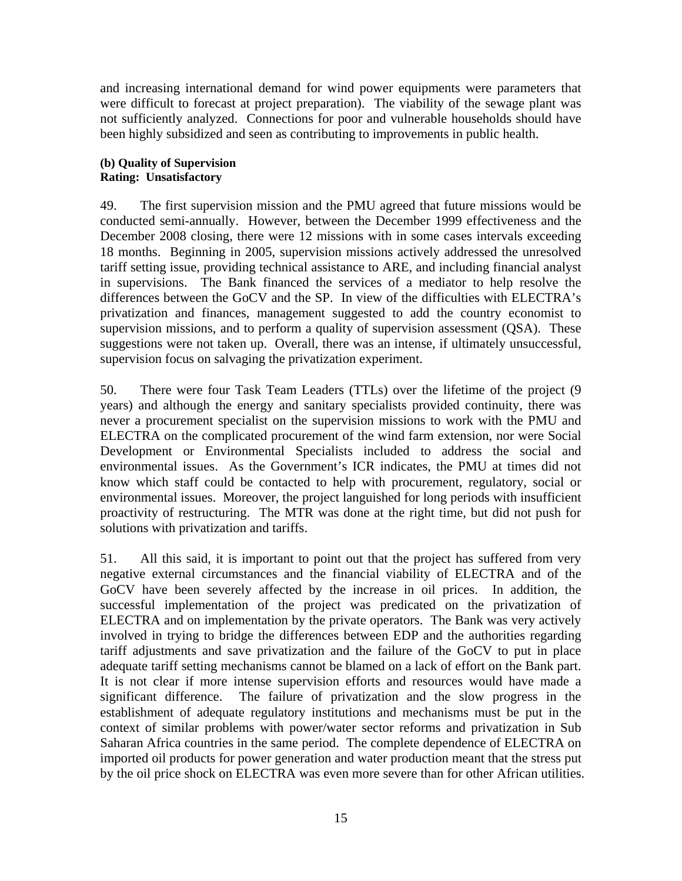and increasing international demand for wind power equipments were parameters that were difficult to forecast at project preparation). The viability of the sewage plant was not sufficiently analyzed. Connections for poor and vulnerable households should have been highly subsidized and seen as contributing to improvements in public health.

**(b) Quality of Supervision**
**Rating: Unsatisfactory**

49. The first supervision mission and the PMU agreed that future missions would be conducted semi-annually. However, between the December 1999 effectiveness and the December 2008 closing, there were 12 missions with in some cases intervals exceeding 18 months. Beginning in 2005, supervision missions actively addressed the unresolved tariff setting issue, providing technical assistance to ARE, and including financial analyst in supervisions. The Bank financed the services of a mediator to help resolve the differences between the GoCV and the SP. In view of the difficulties with ELECTRA's privatization and finances, management suggested to add the country economist to supervision missions, and to perform a quality of supervision assessment (QSA). These suggestions were not taken up. Overall, there was an intense, if ultimately unsuccessful, supervision focus on salvaging the privatization experiment.

50. There were four Task Team Leaders (TTLs) over the lifetime of the project (9 years) and although the energy and sanitary specialists provided continuity, there was never a procurement specialist on the supervision missions to work with the PMU and ELECTRA on the complicated procurement of the wind farm extension, nor were Social Development or Environmental Specialists included to address the social and environmental issues. As the Government's ICR indicates, the PMU at times did not know which staff could be contacted to help with procurement, regulatory, social or environmental issues. Moreover, the project languished for long periods with insufficient proactivity of restructuring. The MTR was done at the right time, but did not push for solutions with privatization and tariffs.

51. All this said, it is important to point out that the project has suffered from very negative external circumstances and the financial viability of ELECTRA and of the GoCV have been severely affected by the increase in oil prices. In addition, the successful implementation of the project was predicated on the privatization of ELECTRA and on implementation by the private operators. The Bank was very actively involved in trying to bridge the differences between EDP and the authorities regarding tariff adjustments and save privatization and the failure of the GoCV to put in place adequate tariff setting mechanisms cannot be blamed on a lack of effort on the Bank part. It is not clear if more intense supervision efforts and resources would have made a significant difference. The failure of privatization and the slow progress in the establishment of adequate regulatory institutions and mechanisms must be put in the context of similar problems with power/water sector reforms and privatization in Sub Saharan Africa countries in the same period. The complete dependence of ELECTRA on imported oil products for power generation and water production meant that the stress put by the oil price shock on ELECTRA was even more severe than for other African utilities.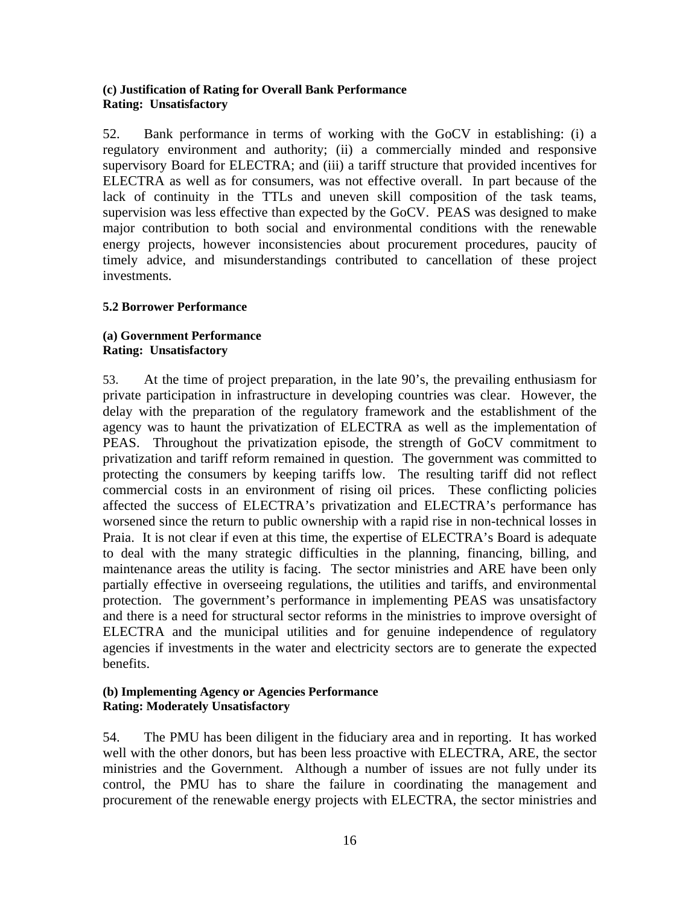**(c) Justification of Rating for Overall Bank Performance**
**Rating: Unsatisfactory**

52. Bank performance in terms of working with the GoCV in establishing: (i) a regulatory environment and authority; (ii) a commercially minded and responsive supervisory Board for ELECTRA; and (iii) a tariff structure that provided incentives for ELECTRA as well as for consumers, was not effective overall. In part because of the lack of continuity in the TTLs and uneven skill composition of the task teams, supervision was less effective than expected by the GoCV. PEAS was designed to make major contribution to both social and environmental conditions with the renewable energy projects, however inconsistencies about procurement procedures, paucity of timely advice, and misunderstandings contributed to cancellation of these project investments.

**5.2 Borrower Performance**

**(a) Government Performance**
**Rating: Unsatisfactory**

53. At the time of project preparation, in the late 90's, the prevailing enthusiasm for private participation in infrastructure in developing countries was clear. However, the delay with the preparation of the regulatory framework and the establishment of the agency was to haunt the privatization of ELECTRA as well as the implementation of PEAS. Throughout the privatization episode, the strength of GoCV commitment to privatization and tariff reform remained in question. The government was committed to protecting the consumers by keeping tariffs low. The resulting tariff did not reflect commercial costs in an environment of rising oil prices. These conflicting policies affected the success of ELECTRA's privatization and ELECTRA's performance has worsened since the return to public ownership with a rapid rise in non-technical losses in Praia. It is not clear if even at this time, the expertise of ELECTRA's Board is adequate to deal with the many strategic difficulties in the planning, financing, billing, and maintenance areas the utility is facing. The sector ministries and ARE have been only partially effective in overseeing regulations, the utilities and tariffs, and environmental protection. The government's performance in implementing PEAS was unsatisfactory and there is a need for structural sector reforms in the ministries to improve oversight of ELECTRA and the municipal utilities and for genuine independence of regulatory agencies if investments in the water and electricity sectors are to generate the expected benefits.

**(b) Implementing Agency or Agencies Performance**
**Rating: Moderately Unsatisfactory**

54. The PMU has been diligent in the fiduciary area and in reporting. It has worked well with the other donors, but has been less proactive with ELECTRA, ARE, the sector ministries and the Government. Although a number of issues are not fully under its control, the PMU has to share the failure in coordinating the management and procurement of the renewable energy projects with ELECTRA, the sector ministries and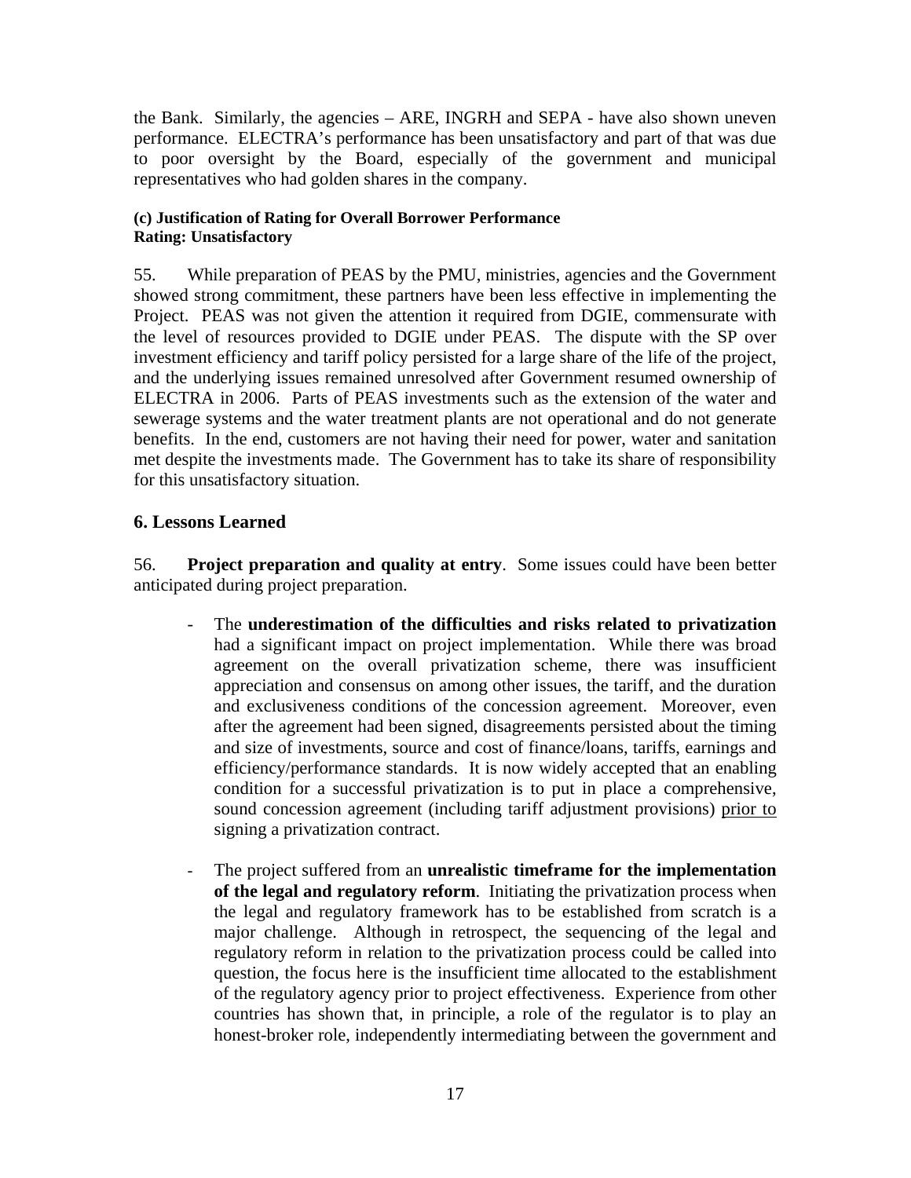the Bank. Similarly, the agencies – ARE, INGRH and SEPA - have also shown uneven performance. ELECTRA's performance has been unsatisfactory and part of that was due to poor oversight by the Board, especially of the government and municipal representatives who had golden shares in the company.

**(c) Justification of Rating for Overall Borrower Performance**
**Rating: Unsatisfactory**

55. While preparation of PEAS by the PMU, ministries, agencies and the Government showed strong commitment, these partners have been less effective in implementing the Project. PEAS was not given the attention it required from DGIE, commensurate with the level of resources provided to DGIE under PEAS. The dispute with the SP over investment efficiency and tariff policy persisted for a large share of the life of the project, and the underlying issues remained unresolved after Government resumed ownership of ELECTRA in 2006. Parts of PEAS investments such as the extension of the water and sewerage systems and the water treatment plants are not operational and do not generate benefits. In the end, customers are not having their need for power, water and sanitation met despite the investments made. The Government has to take its share of responsibility for this unsatisfactory situation.

## 6. Lessons Learned

56. **Project preparation and quality at entry**. Some issues could have been better anticipated during project preparation.

- The **underestimation of the difficulties and risks related to privatization** had a significant impact on project implementation. While there was broad agreement on the overall privatization scheme, there was insufficient appreciation and consensus on among other issues, the tariff, and the duration and exclusiveness conditions of the concession agreement. Moreover, even after the agreement had been signed, disagreements persisted about the timing and size of investments, source and cost of finance/loans, tariffs, earnings and efficiency/performance standards. It is now widely accepted that an enabling condition for a successful privatization is to put in place a comprehensive, sound concession agreement (including tariff adjustment provisions) prior to signing a privatization contract.

- The project suffered from an **unrealistic timeframe for the implementation of the legal and regulatory reform**. Initiating the privatization process when the legal and regulatory framework has to be established from scratch is a major challenge. Although in retrospect, the sequencing of the legal and regulatory reform in relation to the privatization process could be called into question, the focus here is the insufficient time allocated to the establishment of the regulatory agency prior to project effectiveness. Experience from other countries has shown that, in principle, a role of the regulator is to play an honest-broker role, independently intermediating between the government and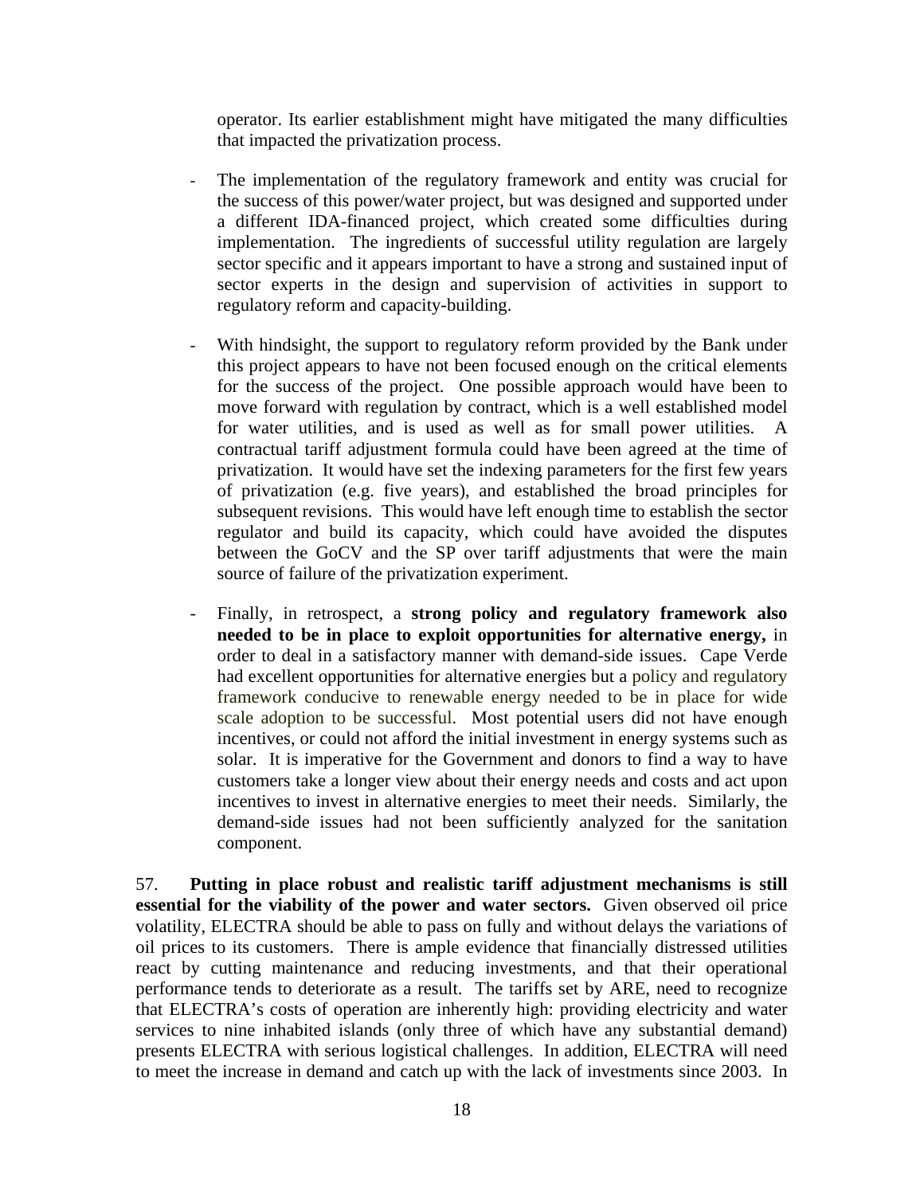operator. Its earlier establishment might have mitigated the many difficulties that impacted the privatization process.

- The implementation of the regulatory framework and entity was crucial for the success of this power/water project, but was designed and supported under a different IDA-financed project, which created some difficulties during implementation. The ingredients of successful utility regulation are largely sector specific and it appears important to have a strong and sustained input of sector experts in the design and supervision of activities in support to regulatory reform and capacity-building.

- With hindsight, the support to regulatory reform provided by the Bank under this project appears to have not been focused enough on the critical elements for the success of the project. One possible approach would have been to move forward with regulation by contract, which is a well established model for water utilities, and is used as well as for small power utilities. A contractual tariff adjustment formula could have been agreed at the time of privatization. It would have set the indexing parameters for the first few years of privatization (e.g. five years), and established the broad principles for subsequent revisions. This would have left enough time to establish the sector regulator and build its capacity, which could have avoided the disputes between the GoCV and the SP over tariff adjustments that were the main source of failure of the privatization experiment.

- Finally, in retrospect, a **strong policy and regulatory framework also needed to be in place to exploit opportunities for alternative energy,** in order to deal in a satisfactory manner with demand-side issues. Cape Verde had excellent opportunities for alternative energies but a policy and regulatory framework conducive to renewable energy needed to be in place for wide scale adoption to be successful. Most potential users did not have enough incentives, or could not afford the initial investment in energy systems such as solar. It is imperative for the Government and donors to find a way to have customers take a longer view about their energy needs and costs and act upon incentives to invest in alternative energies to meet their needs. Similarly, the demand-side issues had not been sufficiently analyzed for the sanitation component.

57. **Putting in place robust and realistic tariff adjustment mechanisms is still essential for the viability of the power and water sectors.** Given observed oil price volatility, ELECTRA should be able to pass on fully and without delays the variations of oil prices to its customers. There is ample evidence that financially distressed utilities react by cutting maintenance and reducing investments, and that their operational performance tends to deteriorate as a result. The tariffs set by ARE, need to recognize that ELECTRA's costs of operation are inherently high: providing electricity and water services to nine inhabited islands (only three of which have any substantial demand) presents ELECTRA with serious logistical challenges. In addition, ELECTRA will need to meet the increase in demand and catch up with the lack of investments since 2003. In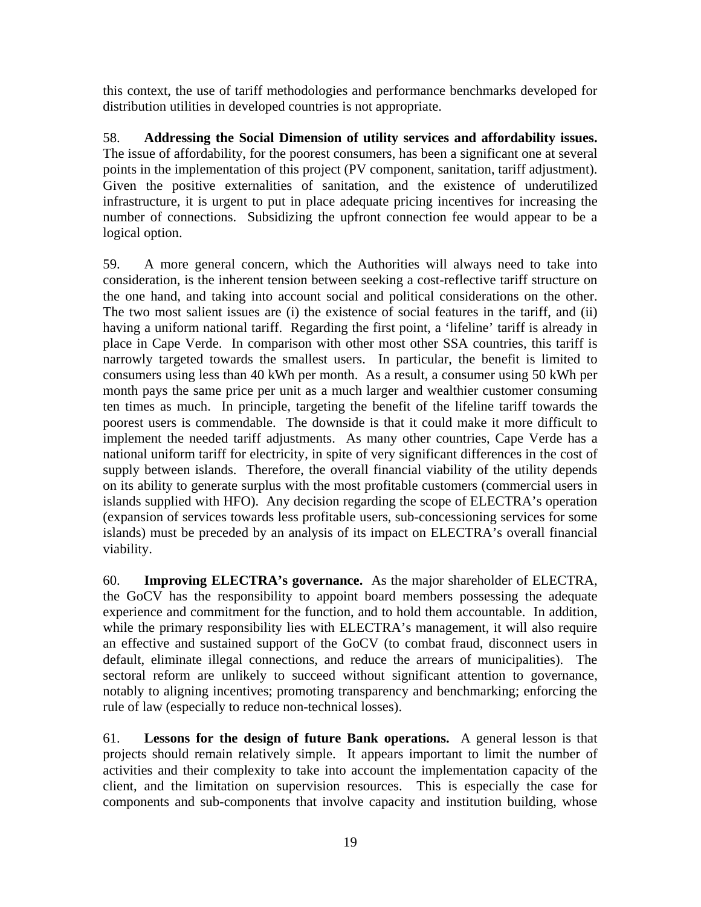this context, the use of tariff methodologies and performance benchmarks developed for distribution utilities in developed countries is not appropriate.

58. **Addressing the Social Dimension of utility services and affordability issues.** The issue of affordability, for the poorest consumers, has been a significant one at several points in the implementation of this project (PV component, sanitation, tariff adjustment). Given the positive externalities of sanitation, and the existence of underutilized infrastructure, it is urgent to put in place adequate pricing incentives for increasing the number of connections. Subsidizing the upfront connection fee would appear to be a logical option.

59. A more general concern, which the Authorities will always need to take into consideration, is the inherent tension between seeking a cost-reflective tariff structure on the one hand, and taking into account social and political considerations on the other. The two most salient issues are (i) the existence of social features in the tariff, and (ii) having a uniform national tariff. Regarding the first point, a 'lifeline' tariff is already in place in Cape Verde. In comparison with other most other SSA countries, this tariff is narrowly targeted towards the smallest users. In particular, the benefit is limited to consumers using less than 40 kWh per month. As a result, a consumer using 50 kWh per month pays the same price per unit as a much larger and wealthier customer consuming ten times as much. In principle, targeting the benefit of the lifeline tariff towards the poorest users is commendable. The downside is that it could make it more difficult to implement the needed tariff adjustments. As many other countries, Cape Verde has a national uniform tariff for electricity, in spite of very significant differences in the cost of supply between islands. Therefore, the overall financial viability of the utility depends on its ability to generate surplus with the most profitable customers (commercial users in islands supplied with HFO). Any decision regarding the scope of ELECTRA's operation (expansion of services towards less profitable users, sub-concessioning services for some islands) must be preceded by an analysis of its impact on ELECTRA's overall financial viability.

60. **Improving ELECTRA's governance.** As the major shareholder of ELECTRA, the GoCV has the responsibility to appoint board members possessing the adequate experience and commitment for the function, and to hold them accountable. In addition, while the primary responsibility lies with ELECTRA's management, it will also require an effective and sustained support of the GoCV (to combat fraud, disconnect users in default, eliminate illegal connections, and reduce the arrears of municipalities). The sectoral reform are unlikely to succeed without significant attention to governance, notably to aligning incentives; promoting transparency and benchmarking; enforcing the rule of law (especially to reduce non-technical losses).

61. **Lessons for the design of future Bank operations.** A general lesson is that projects should remain relatively simple. It appears important to limit the number of activities and their complexity to take into account the implementation capacity of the client, and the limitation on supervision resources. This is especially the case for components and sub-components that involve capacity and institution building, whose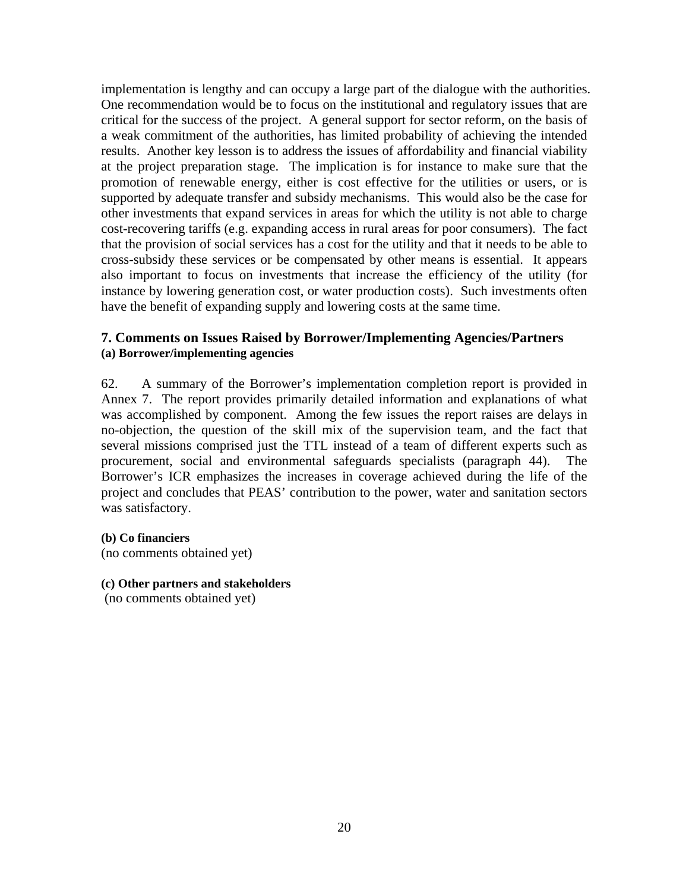implementation is lengthy and can occupy a large part of the dialogue with the authorities. One recommendation would be to focus on the institutional and regulatory issues that are critical for the success of the project. A general support for sector reform, on the basis of a weak commitment of the authorities, has limited probability of achieving the intended results. Another key lesson is to address the issues of affordability and financial viability at the project preparation stage. The implication is for instance to make sure that the promotion of renewable energy, either is cost effective for the utilities or users, or is supported by adequate transfer and subsidy mechanisms. This would also be the case for other investments that expand services in areas for which the utility is not able to charge cost-recovering tariffs (e.g. expanding access in rural areas for poor consumers). The fact that the provision of social services has a cost for the utility and that it needs to be able to cross-subsidy these services or be compensated by other means is essential. It appears also important to focus on investments that increase the efficiency of the utility (for instance by lowering generation cost, or water production costs). Such investments often have the benefit of expanding supply and lowering costs at the same time.

## 7. Comments on Issues Raised by Borrower/Implementing Agencies/Partners

**(a) Borrower/implementing agencies**

62. A summary of the Borrower's implementation completion report is provided in Annex 7. The report provides primarily detailed information and explanations of what was accomplished by component. Among the few issues the report raises are delays in no-objection, the question of the skill mix of the supervision team, and the fact that several missions comprised just the TTL instead of a team of different experts such as procurement, social and environmental safeguards specialists (paragraph 44). The Borrower's ICR emphasizes the increases in coverage achieved during the life of the project and concludes that PEAS' contribution to the power, water and sanitation sectors was satisfactory.

**(b) Co financiers**

(no comments obtained yet)

**(c) Other partners and stakeholders**

(no comments obtained yet)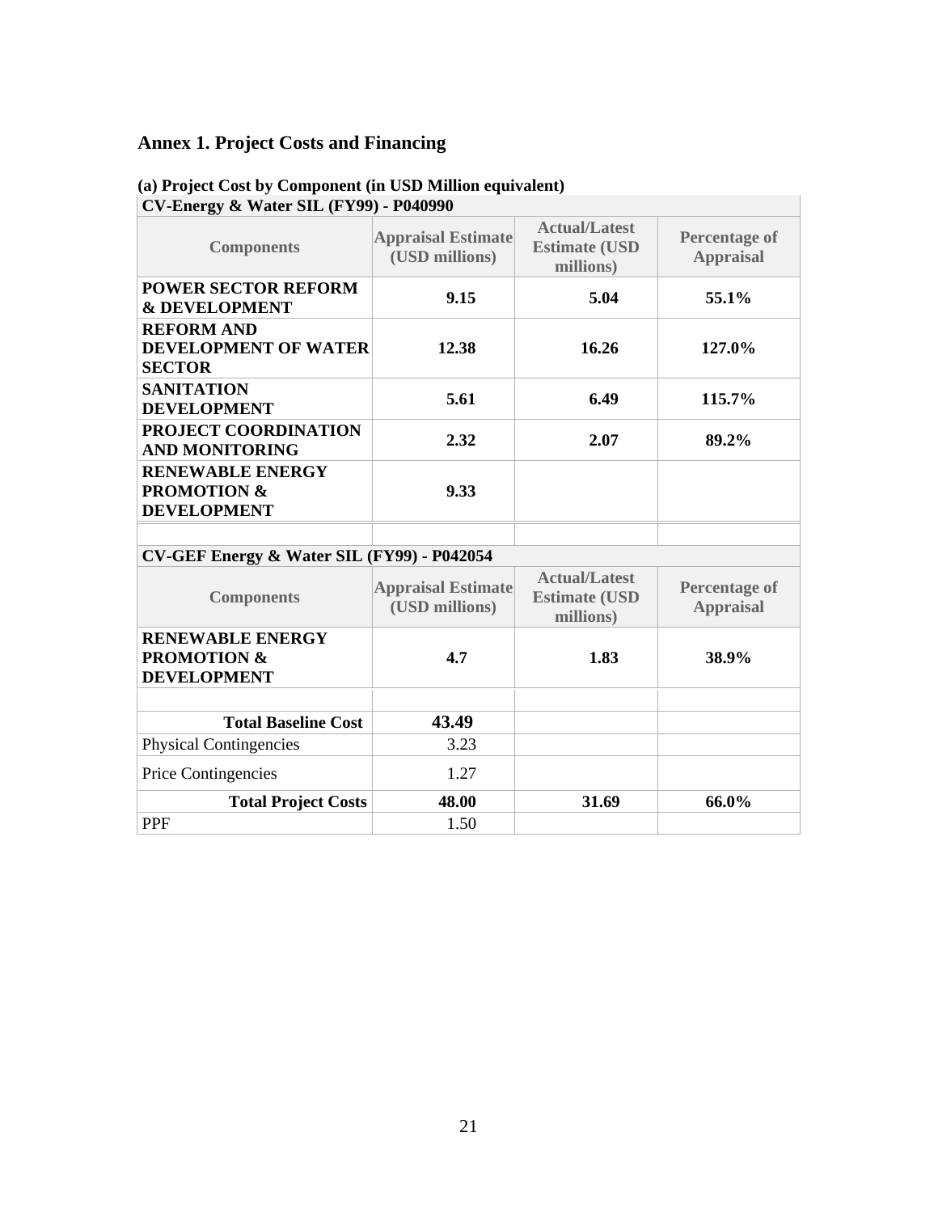## Annex 1. Project Costs and Financing

**(a) Project Cost by Component (in USD Million equivalent)**

**CV-Energy & Water SIL (FY99) - P040990**

| Components | Appraisal Estimate (USD millions) | Actual/Latest Estimate (USD millions) | Percentage of Appraisal |
|---|---|---|---|
| **POWER SECTOR REFORM & DEVELOPMENT** | **9.15** | **5.04** | **55.1%** |
| **REFORM AND DEVELOPMENT OF WATER SECTOR** | **12.38** | **16.26** | **127.0%** |
| **SANITATION DEVELOPMENT** | **5.61** | **6.49** | **115.7%** |
| **PROJECT COORDINATION AND MONITORING** | **2.32** | **2.07** | **89.2%** |
| **RENEWABLE ENERGY PROMOTION & DEVELOPMENT** | **9.33** | | |
| | | | |

**CV-GEF Energy & Water SIL (FY99) - P042054**

| Components | Appraisal Estimate (USD millions) | Actual/Latest Estimate (USD millions) | Percentage of Appraisal |
|---|---|---|---|
| **RENEWABLE ENERGY PROMOTION & DEVELOPMENT** | **4.7** | **1.83** | **38.9%** |
| | | | |
| **Total Baseline Cost** | **43.49** | | |
| Physical Contingencies | 3.23 | | |
| Price Contingencies | 1.27 | | |
| **Total Project Costs** | **48.00** | **31.69** | **66.0%** |
| PPF | 1.50 | | |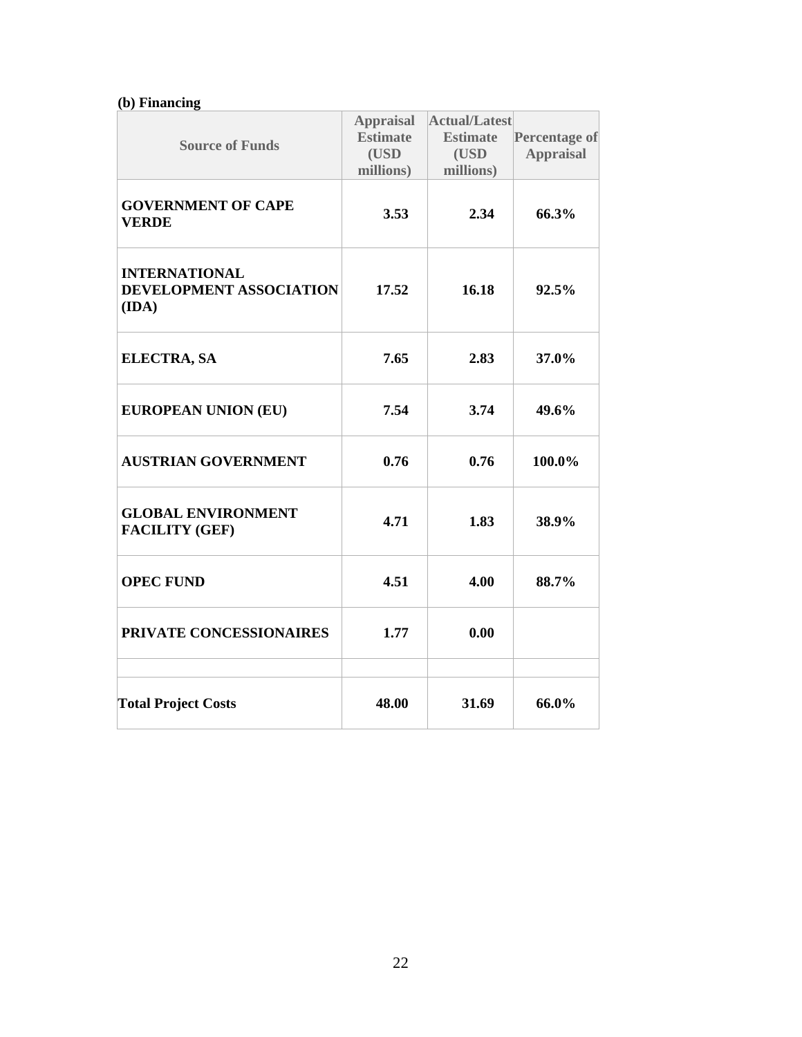**(b) Financing**

| Source of Funds | Appraisal Estimate (USD millions) | Actual/Latest Estimate (USD millions) | Percentage of Appraisal |
|---|---|---|---|
| **GOVERNMENT OF CAPE VERDE** | **3.53** | **2.34** | **66.3%** |
| **INTERNATIONAL DEVELOPMENT ASSOCIATION (IDA)** | **17.52** | **16.18** | **92.5%** |
| **ELECTRA, SA** | **7.65** | **2.83** | **37.0%** |
| **EUROPEAN UNION (EU)** | **7.54** | **3.74** | **49.6%** |
| **AUSTRIAN GOVERNMENT** | **0.76** | **0.76** | **100.0%** |
| **GLOBAL ENVIRONMENT FACILITY (GEF)** | **4.71** | **1.83** | **38.9%** |
| **OPEC FUND** | **4.51** | **4.00** | **88.7%** |
| **PRIVATE CONCESSIONAIRES** | **1.77** | **0.00** | |
| | | | |
| **Total Project Costs** | **48.00** | **31.69** | **66.0%** |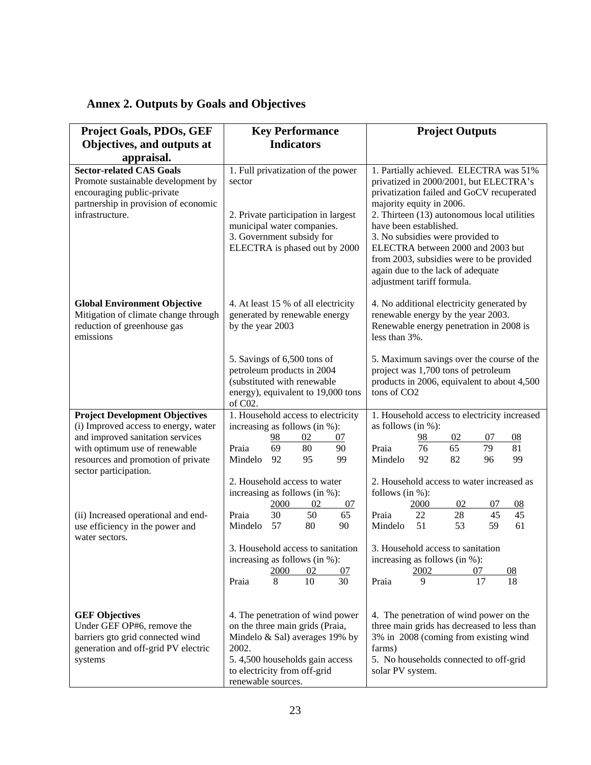## Annex 2. Outputs by Goals and Objectives

| Project Goals, PDOs, GEF Objectives, and outputs at appraisal. | Key Performance Indicators | Project Outputs |
|---|---|---|
| **Sector-related CAS Goals**<br>Promote sustainable development by encouraging public-private partnership in provision of economic infrastructure. | 1. Full privatization of the power sector<br><br>2. Private participation in largest municipal water companies.<br>3. Government subsidy for ELECTRA is phased out by 2000 | 1. Partially achieved. ELECTRA was 51% privatized in 2000/2001, but ELECTRA's privatization failed and GoCV recuperated majority equity in 2006.<br>2. Thirteen (13) autonomous local utilities have been established.<br>3. No subsidies were provided to ELECTRA between 2000 and 2003 but from 2003, subsidies were to be provided again due to the lack of adequate adjustment tariff formula. |
| **Global Environment Objective**<br>Mitigation of climate change through reduction of greenhouse gas emissions | 4. At least 15 % of all electricity generated by renewable energy by the year 2003<br><br>5. Savings of 6,500 tons of petroleum products in 2004 (substituted with renewable energy), equivalent to 19,000 tons of C02. | 4. No additional electricity generated by renewable energy by the year 2003. Renewable energy penetration in 2008 is less than 3%.<br><br>5. Maximum savings over the course of the project was 1,700 tons of petroleum products in 2006, equivalent to about 4,500 tons of CO2 |
| **Project Development Objectives**<br>(i) Improved access to energy, water and improved sanitation services with optimum use of renewable resources and promotion of private sector participation.<br><br>(ii) Increased operational and end-use efficiency in the power and water sectors. | 1. Household access to electricity increasing as follows (in %):<br>98 / 02 / 07<br>Praia 69 / 80 / 90<br>Mindelo 92 / 95 / 99<br><br>2. Household access to water increasing as follows (in %):<br>2000 / 02 / 07<br>Praia 30 / 50 / 65<br>Mindelo 57 / 80 / 90<br><br>3. Household access to sanitation increasing as follows (in %):<br>2000 / 02 / 07<br>Praia 8 / 10 / 30 | 1. Household access to electricity increased as follows (in %):<br>98 / 02 / 07 / 08<br>Praia 76 / 65 / 79 / 81<br>Mindelo 92 / 82 / 96 / 99<br><br>2. Household access to water increased as follows (in %):<br>2000 / 02 / 07 / 08<br>Praia 22 / 28 / 45 / 45<br>Mindelo 51 / 53 / 59 / 61<br><br>3. Household access to sanitation increasing as follows (in %):<br>2002 / 07 / 08<br>Praia 9 / 17 / 18 |
| **GEF Objectives**<br>Under GEF OP#6, remove the barriers gto grid connected wind generation and off-grid PV electric systems | 4. The penetration of wind power on the three main grids (Praia, Mindelo & Sal) averages 19% by 2002.<br>5. 4,500 households gain access to electricity from off-grid renewable sources. | 4. The penetration of wind power on the three main grids has decreased to less than 3% in 2008 (coming from existing wind farms)<br>5. No households connected to off-grid solar PV system. |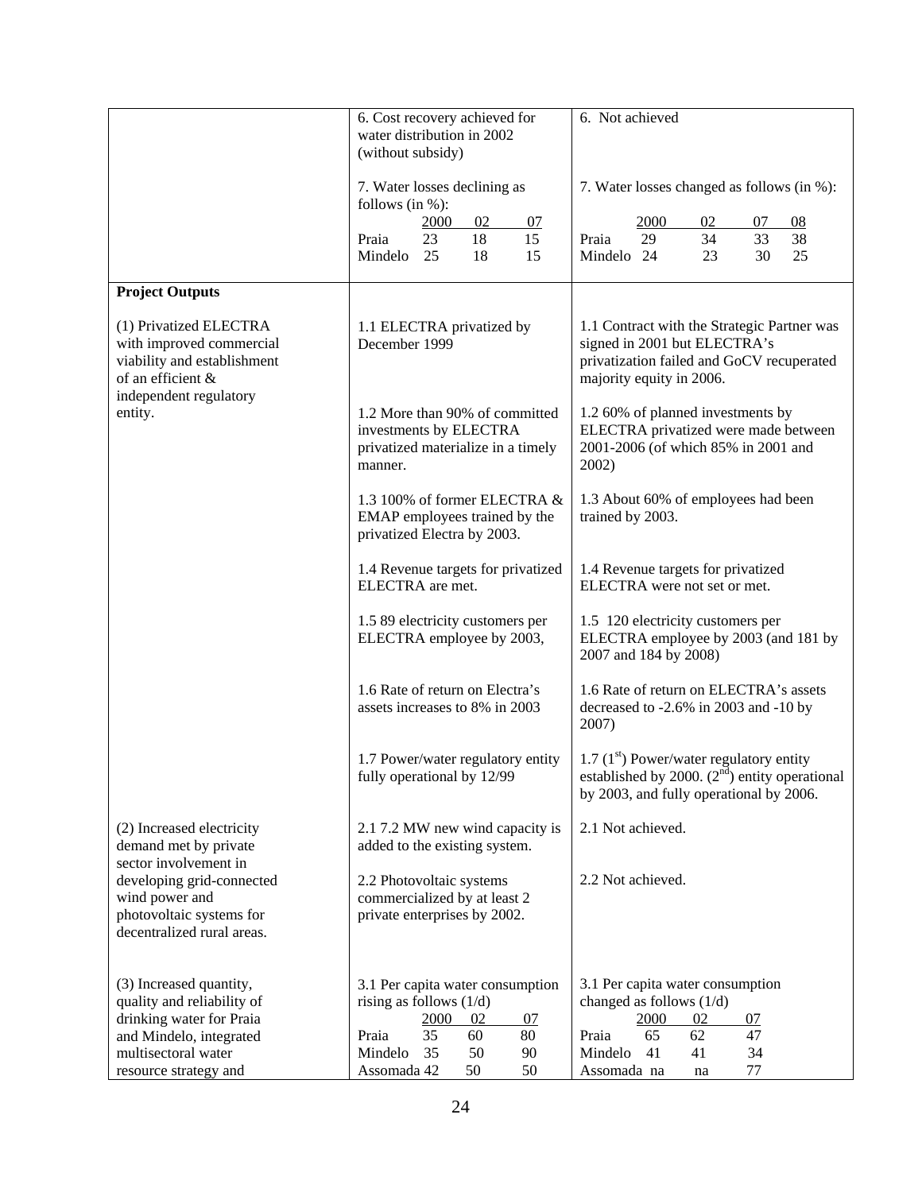| | | |
|---|---|---|
| | 6. Cost recovery achieved for water distribution in 2002 (without subsidy) | 6. Not achieved |
| | 7. Water losses declining as follows (in %):<br>2000 02 07<br>Praia 23 18 15<br>Mindelo 25 18 15 | 7. Water losses changed as follows (in %):<br>2000 02 07 08<br>Praia 29 34 33 38<br>Mindelo 24 23 30 25 |
| **Project Outputs** | | |
| (1) Privatized ELECTRA with improved commercial viability and establishment of an efficient & independent regulatory entity. | 1.1 ELECTRA privatized by December 1999 | 1.1 Contract with the Strategic Partner was signed in 2001 but ELECTRA's privatization failed and GoCV recuperated majority equity in 2006. |
| | 1.2 More than 90% of committed investments by ELECTRA privatized materialize in a timely manner. | 1.2 60% of planned investments by ELECTRA privatized were made between 2001-2006 (of which 85% in 2001 and 2002) |
| | 1.3 100% of former ELECTRA & EMAP employees trained by the privatized Electra by 2003. | 1.3 About 60% of employees had been trained by 2003. |
| | 1.4 Revenue targets for privatized ELECTRA are met. | 1.4 Revenue targets for privatized ELECTRA were not set or met. |
| | 1.5 89 electricity customers per ELECTRA employee by 2003, | 1.5 120 electricity customers per ELECTRA employee by 2003 (and 181 by 2007 and 184 by 2008) |
| | 1.6 Rate of return on Electra's assets increases to 8% in 2003 | 1.6 Rate of return on ELECTRA's assets decreased to -2.6% in 2003 and -10 by 2007) |
| | 1.7 Power/water regulatory entity fully operational by 12/99 | 1.7 (1st) Power/water regulatory entity established by 2000. (2nd) entity operational by 2003, and fully operational by 2006. |
| (2) Increased electricity demand met by private sector involvement in developing grid-connected wind power and photovoltaic systems for decentralized rural areas. | 2.1 7.2 MW new wind capacity is added to the existing system. | 2.1 Not achieved. |
| | 2.2 Photovoltaic systems commercialized by at least 2 private enterprises by 2002. | 2.2 Not achieved. |
| (3) Increased quantity, quality and reliability of drinking water for Praia and Mindelo, integrated multisectoral water resource strategy and | 3.1 Per capita water consumption rising as follows (1/d)<br>2000 02 07<br>Praia 35 60 80<br>Mindelo 35 50 90<br>Assomada 42 50 50 | 3.1 Per capita water consumption changed as follows (1/d)<br>2000 02 07<br>Praia 65 62 47<br>Mindelo 41 41 34<br>Assomada na na 77 |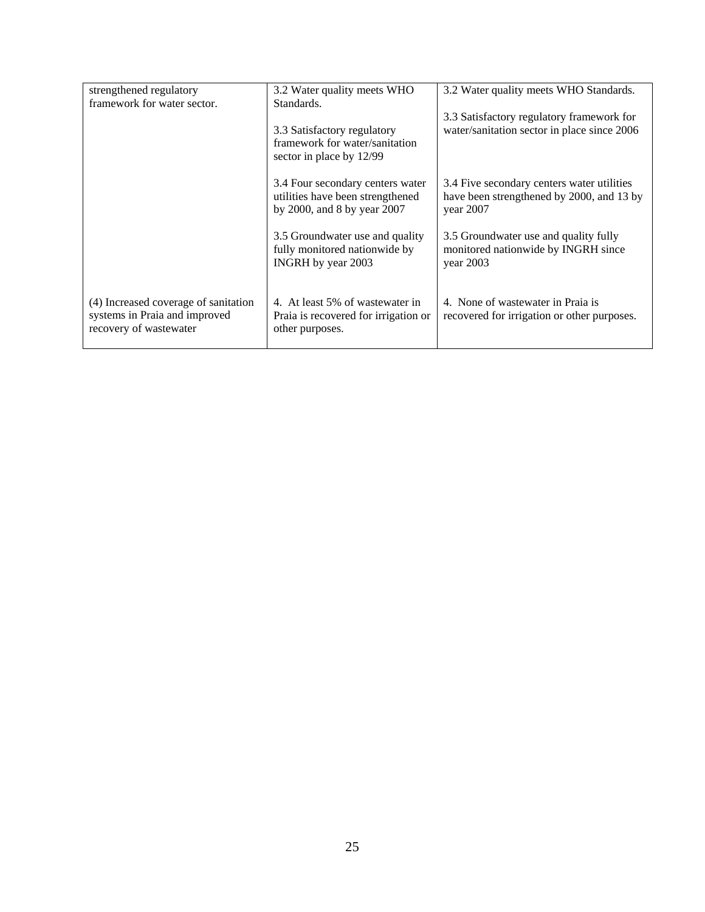| | | |
|---|---|---|
| strengthened regulatory framework for water sector. | 3.2 Water quality meets WHO Standards.<br><br>3.3 Satisfactory regulatory framework for water/sanitation sector in place by 12/99<br><br>3.4 Four secondary centers water utilities have been strengthened by 2000, and 8 by year 2007<br><br>3.5 Groundwater use and quality fully monitored nationwide by INGRH by year 2003 | 3.2 Water quality meets WHO Standards.<br><br>3.3 Satisfactory regulatory framework for water/sanitation sector in place since 2006<br><br>3.4 Five secondary centers water utilities have been strengthened by 2000, and 13 by year 2007<br><br>3.5 Groundwater use and quality fully monitored nationwide by INGRH since year 2003 |
| (4) Increased coverage of sanitation systems in Praia and improved recovery of wastewater | 4. At least 5% of wastewater in Praia is recovered for irrigation or other purposes. | 4. None of wastewater in Praia is recovered for irrigation or other purposes. |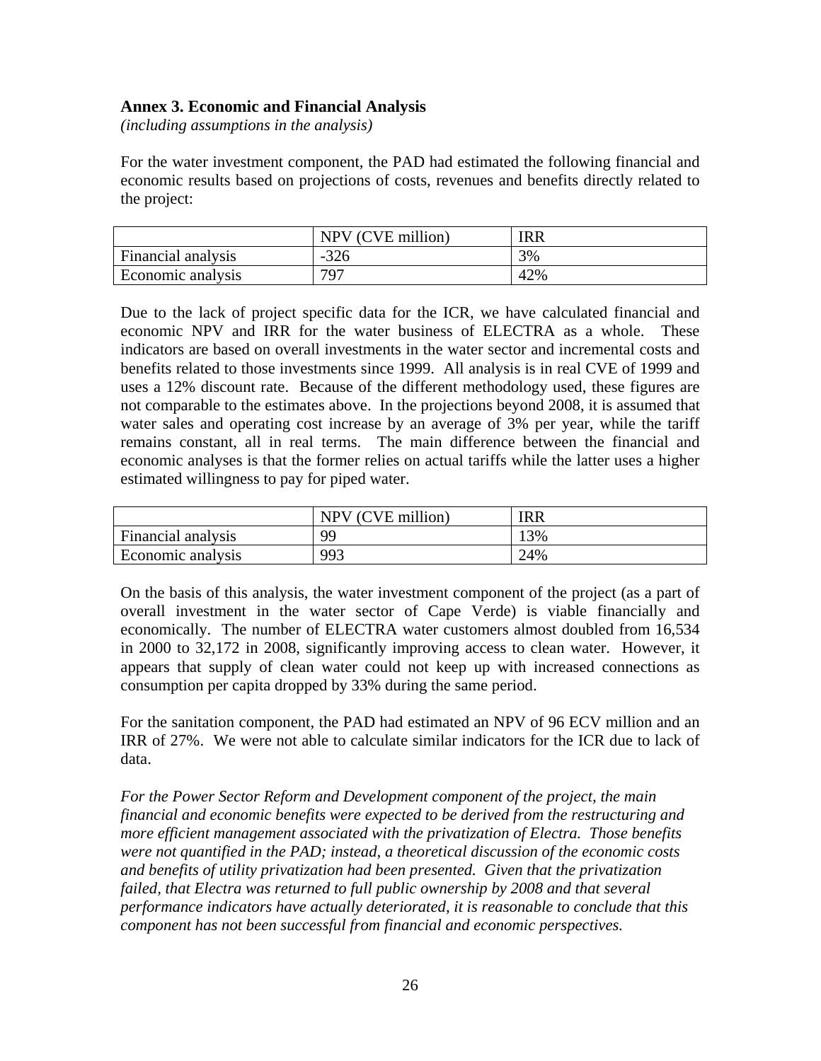## Annex 3. Economic and Financial Analysis

*(including assumptions in the analysis)*

For the water investment component, the PAD had estimated the following financial and economic results based on projections of costs, revenues and benefits directly related to the project:

| | NPV (CVE million) | IRR |
|---|---|---|
| Financial analysis | -326 | 3% |
| Economic analysis | 797 | 42% |

Due to the lack of project specific data for the ICR, we have calculated financial and economic NPV and IRR for the water business of ELECTRA as a whole. These indicators are based on overall investments in the water sector and incremental costs and benefits related to those investments since 1999. All analysis is in real CVE of 1999 and uses a 12% discount rate. Because of the different methodology used, these figures are not comparable to the estimates above. In the projections beyond 2008, it is assumed that water sales and operating cost increase by an average of 3% per year, while the tariff remains constant, all in real terms. The main difference between the financial and economic analyses is that the former relies on actual tariffs while the latter uses a higher estimated willingness to pay for piped water.

| | NPV (CVE million) | IRR |
|---|---|---|
| Financial analysis | 99 | 13% |
| Economic analysis | 993 | 24% |

On the basis of this analysis, the water investment component of the project (as a part of overall investment in the water sector of Cape Verde) is viable financially and economically. The number of ELECTRA water customers almost doubled from 16,534 in 2000 to 32,172 in 2008, significantly improving access to clean water. However, it appears that supply of clean water could not keep up with increased connections as consumption per capita dropped by 33% during the same period.

For the sanitation component, the PAD had estimated an NPV of 96 ECV million and an IRR of 27%. We were not able to calculate similar indicators for the ICR due to lack of data.

*For the Power Sector Reform and Development component of the project, the main financial and economic benefits were expected to be derived from the restructuring and more efficient management associated with the privatization of Electra. Those benefits were not quantified in the PAD; instead, a theoretical discussion of the economic costs and benefits of utility privatization had been presented. Given that the privatization failed, that Electra was returned to full public ownership by 2008 and that several performance indicators have actually deteriorated, it is reasonable to conclude that this component has not been successful from financial and economic perspectives.*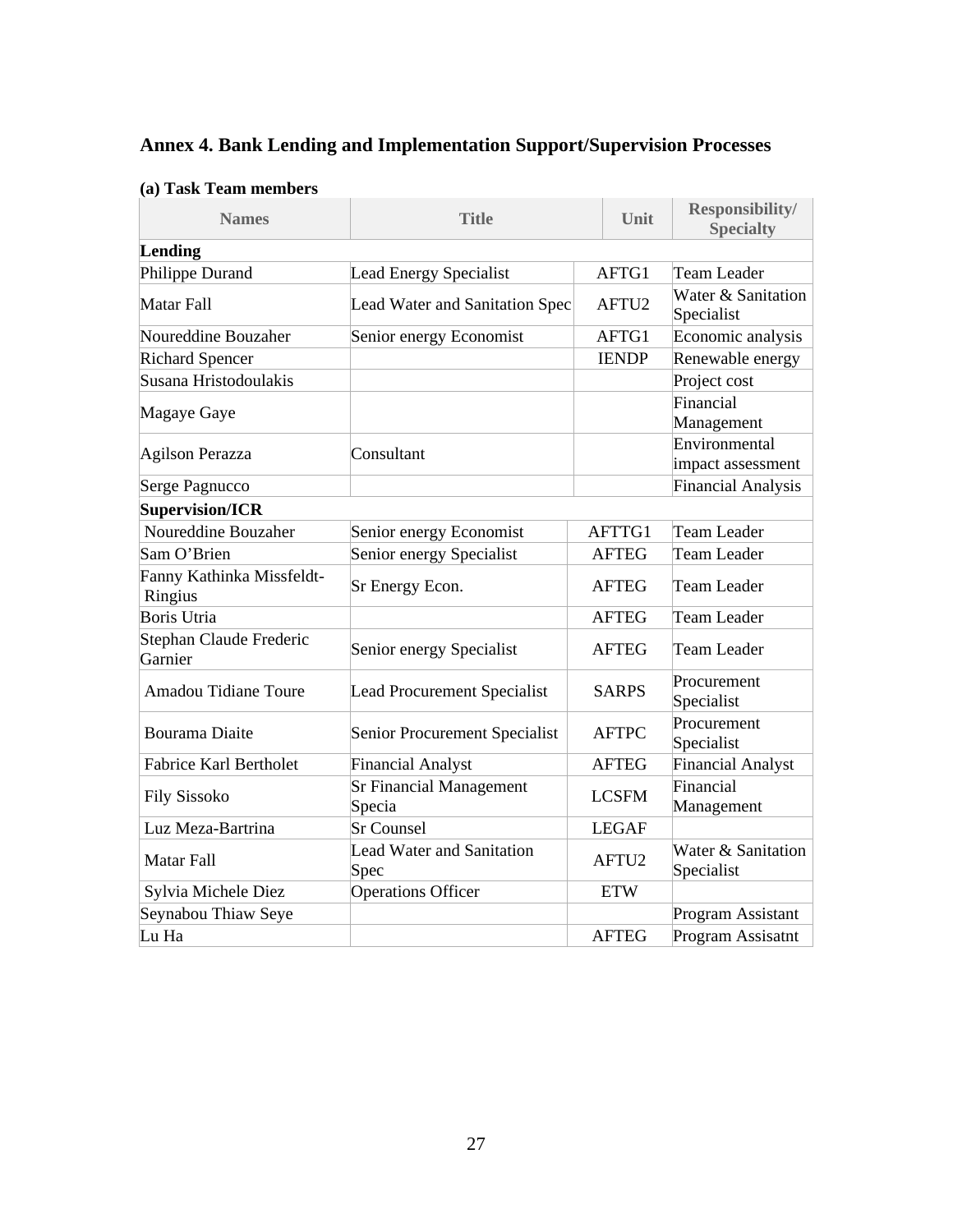## Annex 4. Bank Lending and Implementation Support/Supervision Processes

### (a) Task Team members

| Names | Title | Unit | Responsibility/ Specialty |
|---|---|---|---|
| **Lending** | | | |
| Philippe Durand | Lead Energy Specialist | AFTG1 | Team Leader |
| Matar Fall | Lead Water and Sanitation Spec | AFTU2 | Water & Sanitation Specialist |
| Noureddine Bouzaher | Senior energy Economist | AFTG1 | Economic analysis |
| Richard Spencer | | IENDP | Renewable energy |
| Susana Hristodoulakis | | | Project cost |
| Magaye Gaye | | | Financial Management |
| Agilson Perazza | Consultant | | Environmental impact assessment |
| Serge Pagnucco | | | Financial Analysis |
| **Supervision/ICR** | | | |
| Noureddine Bouzaher | Senior energy Economist | AFTTG1 | Team Leader |
| Sam O'Brien | Senior energy Specialist | AFTEG | Team Leader |
| Fanny Kathinka Missfeldt-Ringius | Sr Energy Econ. | AFTEG | Team Leader |
| Boris Utria | | AFTEG | Team Leader |
| Stephan Claude Frederic Garnier | Senior energy Specialist | AFTEG | Team Leader |
| Amadou Tidiane Toure | Lead Procurement Specialist | SARPS | Procurement Specialist |
| Bourama Diaite | Senior Procurement Specialist | AFTPC | Procurement Specialist |
| Fabrice Karl Bertholet | Financial Analyst | AFTEG | Financial Analyst |
| Fily Sissoko | Sr Financial Management Specia | LCSFM | Financial Management |
| Luz Meza-Bartrina | Sr Counsel | LEGAF | |
| Matar Fall | Lead Water and Sanitation Spec | AFTU2 | Water & Sanitation Specialist |
| Sylvia Michele Diez | Operations Officer | ETW | |
| Seynabou Thiaw Seye | | | Program Assistant |
| Lu Ha | | AFTEG | Program Assisatnt |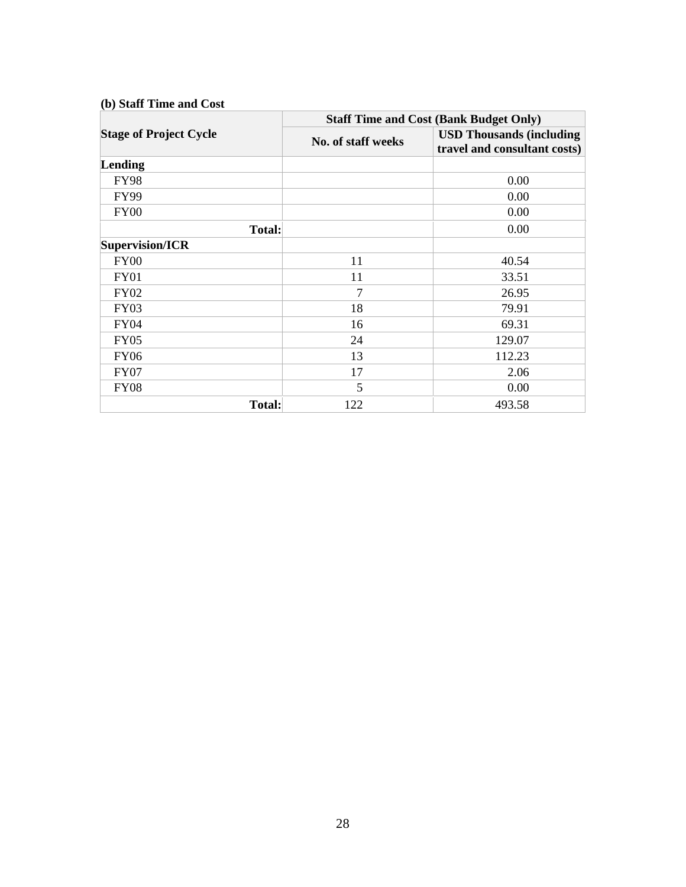**(b) Staff Time and Cost**

| Stage of Project Cycle | Staff Time and Cost (Bank Budget Only) | |
|---|---|---|
| | No. of staff weeks | USD Thousands (including travel and consultant costs) |
| **Lending** | | |
| FY98 | | 0.00 |
| FY99 | | 0.00 |
| FY00 | | 0.00 |
| **Total:** | | 0.00 |
| **Supervision/ICR** | | |
| FY00 | 11 | 40.54 |
| FY01 | 11 | 33.51 |
| FY02 | 7 | 26.95 |
| FY03 | 18 | 79.91 |
| FY04 | 16 | 69.31 |
| FY05 | 24 | 129.07 |
| FY06 | 13 | 112.23 |
| FY07 | 17 | 2.06 |
| FY08 | 5 | 0.00 |
| **Total:** | 122 | 493.58 |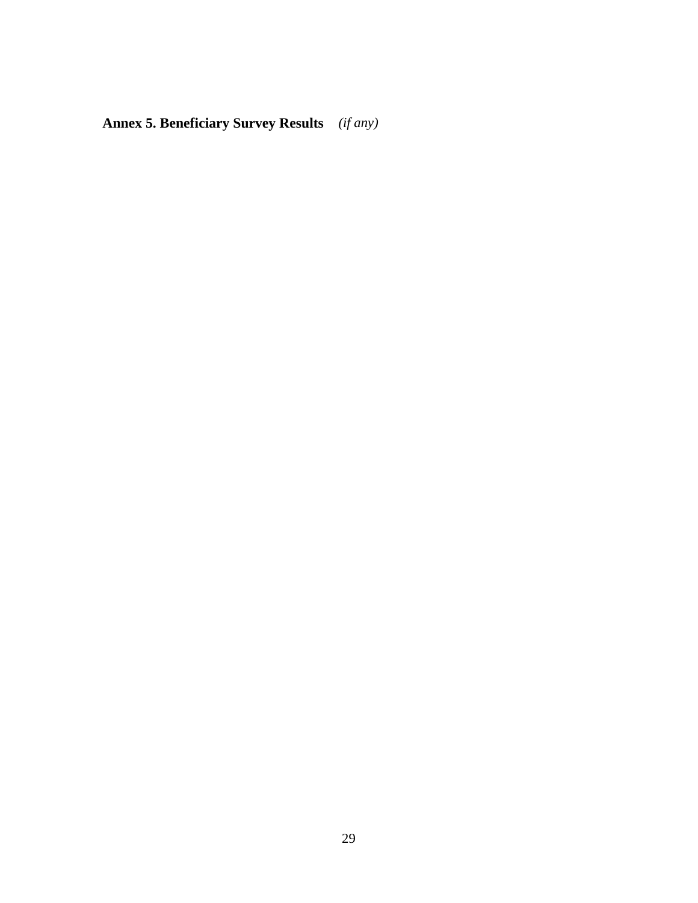## **Annex 5. Beneficiary Survey Results** *(if any)*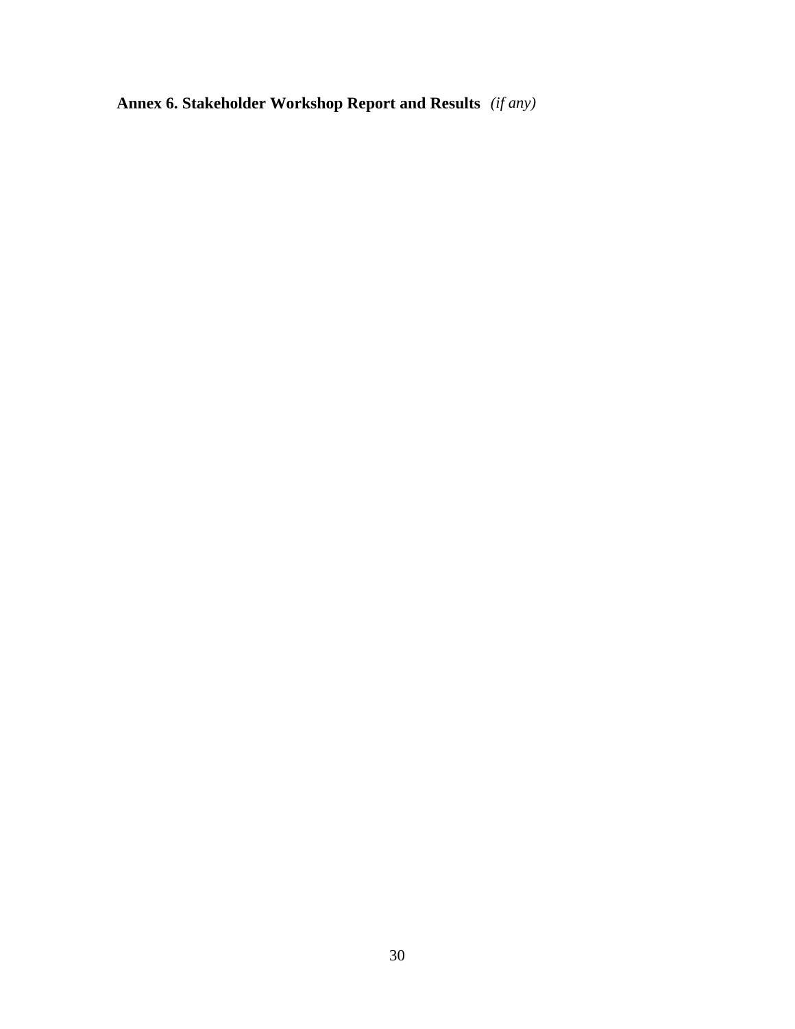## **Annex 6. Stakeholder Workshop Report and Results** *(if any)*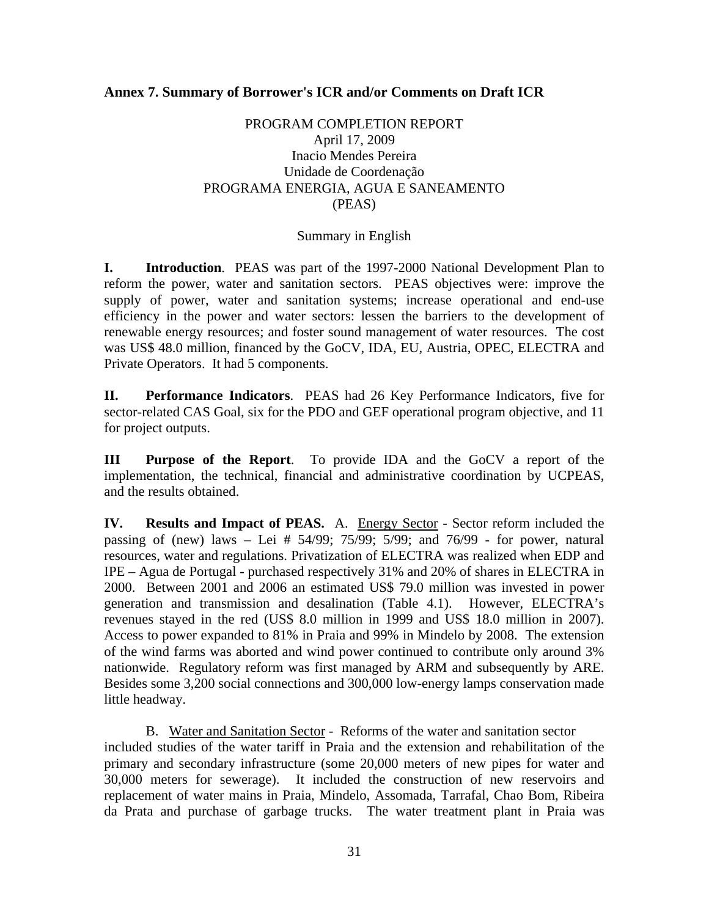## Annex 7. Summary of Borrower's ICR and/or Comments on Draft ICR

PROGRAM COMPLETION REPORT
April 17, 2009
Inacio Mendes Pereira
Unidade de Coordenação
PROGRAMA ENERGIA, AGUA E SANEAMENTO
(PEAS)

Summary in English

**I. Introduction**. PEAS was part of the 1997-2000 National Development Plan to reform the power, water and sanitation sectors. PEAS objectives were: improve the supply of power, water and sanitation systems; increase operational and end-use efficiency in the power and water sectors: lessen the barriers to the development of renewable energy resources; and foster sound management of water resources. The cost was US$ 48.0 million, financed by the GoCV, IDA, EU, Austria, OPEC, ELECTRA and Private Operators. It had 5 components.

**II. Performance Indicators**. PEAS had 26 Key Performance Indicators, five for sector-related CAS Goal, six for the PDO and GEF operational program objective, and 11 for project outputs.

**III Purpose of the Report**. To provide IDA and the GoCV a report of the implementation, the technical, financial and administrative coordination by UCPEAS, and the results obtained.

**IV. Results and Impact of PEAS.** A. Energy Sector - Sector reform included the passing of (new) laws – Lei # 54/99; 75/99; 5/99; and 76/99 - for power, natural resources, water and regulations. Privatization of ELECTRA was realized when EDP and IPE – Agua de Portugal - purchased respectively 31% and 20% of shares in ELECTRA in 2000. Between 2001 and 2006 an estimated US$ 79.0 million was invested in power generation and transmission and desalination (Table 4.1). However, ELECTRA's revenues stayed in the red (US$ 8.0 million in 1999 and US$ 18.0 million in 2007). Access to power expanded to 81% in Praia and 99% in Mindelo by 2008. The extension of the wind farms was aborted and wind power continued to contribute only around 3% nationwide. Regulatory reform was first managed by ARM and subsequently by ARE. Besides some 3,200 social connections and 300,000 low-energy lamps conservation made little headway.

B. Water and Sanitation Sector - Reforms of the water and sanitation sector included studies of the water tariff in Praia and the extension and rehabilitation of the primary and secondary infrastructure (some 20,000 meters of new pipes for water and 30,000 meters for sewerage). It included the construction of new reservoirs and replacement of water mains in Praia, Mindelo, Assomada, Tarrafal, Chao Bom, Ribeira da Prata and purchase of garbage trucks. The water treatment plant in Praia was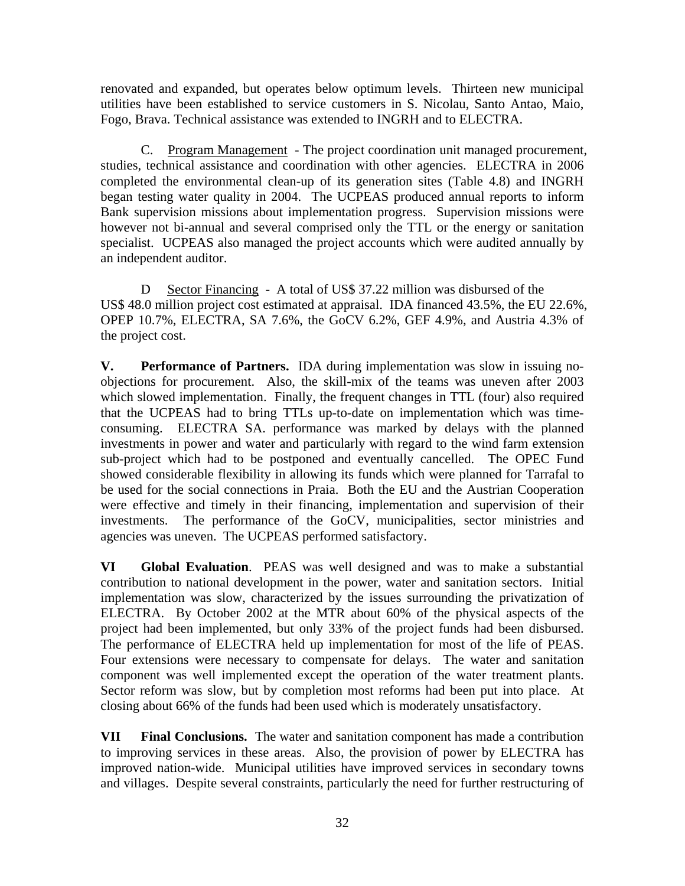renovated and expanded, but operates below optimum levels. Thirteen new municipal utilities have been established to service customers in S. Nicolau, Santo Antao, Maio, Fogo, Brava. Technical assistance was extended to INGRH and to ELECTRA.

C. Program Management - The project coordination unit managed procurement, studies, technical assistance and coordination with other agencies. ELECTRA in 2006 completed the environmental clean-up of its generation sites (Table 4.8) and INGRH began testing water quality in 2004. The UCPEAS produced annual reports to inform Bank supervision missions about implementation progress. Supervision missions were however not bi-annual and several comprised only the TTL or the energy or sanitation specialist. UCPEAS also managed the project accounts which were audited annually by an independent auditor.

D Sector Financing - A total of US$ 37.22 million was disbursed of the US$ 48.0 million project cost estimated at appraisal. IDA financed 43.5%, the EU 22.6%, OPEP 10.7%, ELECTRA, SA 7.6%, the GoCV 6.2%, GEF 4.9%, and Austria 4.3% of the project cost.

**V. Performance of Partners.** IDA during implementation was slow in issuing no-objections for procurement. Also, the skill-mix of the teams was uneven after 2003 which slowed implementation. Finally, the frequent changes in TTL (four) also required that the UCPEAS had to bring TTLs up-to-date on implementation which was time-consuming. ELECTRA SA. performance was marked by delays with the planned investments in power and water and particularly with regard to the wind farm extension sub-project which had to be postponed and eventually cancelled. The OPEC Fund showed considerable flexibility in allowing its funds which were planned for Tarrafal to be used for the social connections in Praia. Both the EU and the Austrian Cooperation were effective and timely in their financing, implementation and supervision of their investments. The performance of the GoCV, municipalities, sector ministries and agencies was uneven. The UCPEAS performed satisfactory.

**VI Global Evaluation**. PEAS was well designed and was to make a substantial contribution to national development in the power, water and sanitation sectors. Initial implementation was slow, characterized by the issues surrounding the privatization of ELECTRA. By October 2002 at the MTR about 60% of the physical aspects of the project had been implemented, but only 33% of the project funds had been disbursed. The performance of ELECTRA held up implementation for most of the life of PEAS. Four extensions were necessary to compensate for delays. The water and sanitation component was well implemented except the operation of the water treatment plants. Sector reform was slow, but by completion most reforms had been put into place. At closing about 66% of the funds had been used which is moderately unsatisfactory.

**VII Final Conclusions.** The water and sanitation component has made a contribution to improving services in these areas. Also, the provision of power by ELECTRA has improved nation-wide. Municipal utilities have improved services in secondary towns and villages. Despite several constraints, particularly the need for further restructuring of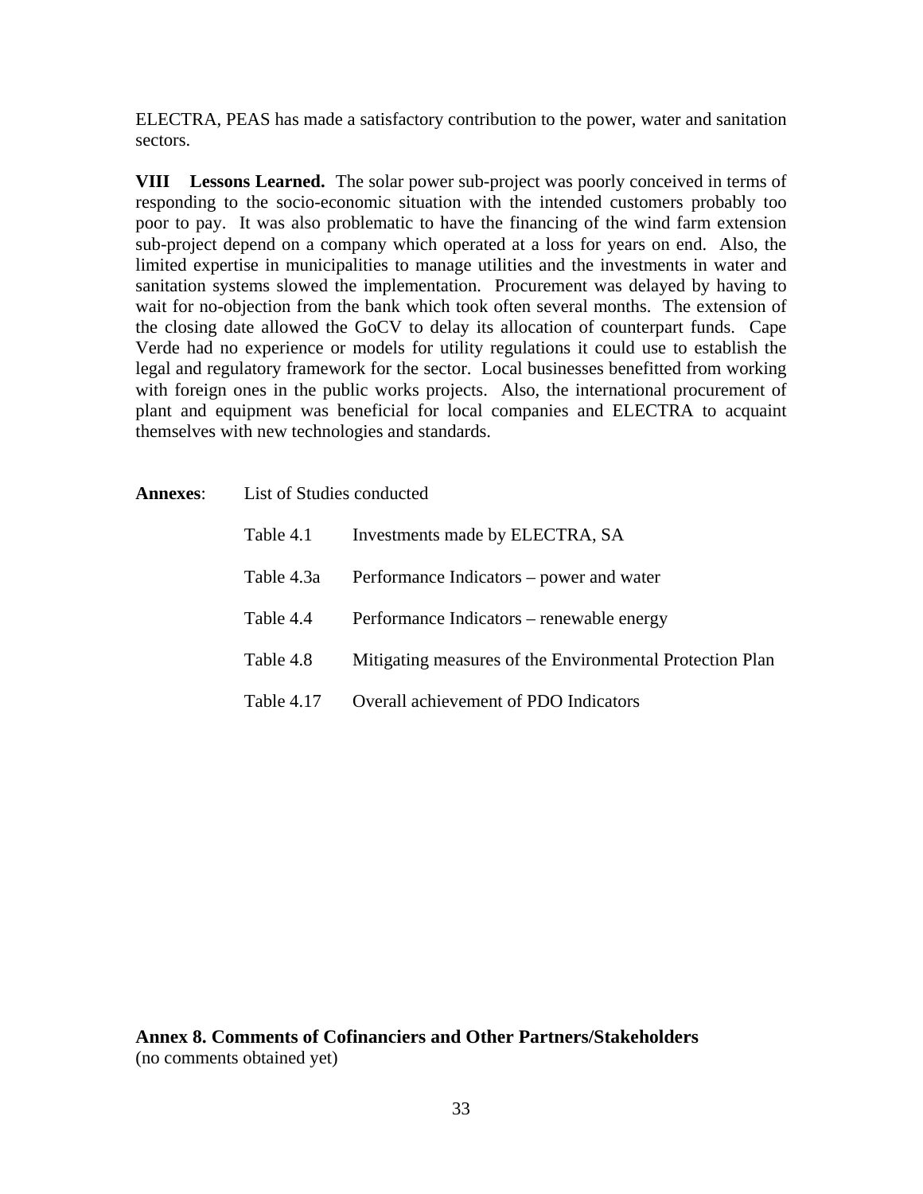ELECTRA, PEAS has made a satisfactory contribution to the power, water and sanitation sectors.

**VIII Lessons Learned.** The solar power sub-project was poorly conceived in terms of responding to the socio-economic situation with the intended customers probably too poor to pay. It was also problematic to have the financing of the wind farm extension sub-project depend on a company which operated at a loss for years on end. Also, the limited expertise in municipalities to manage utilities and the investments in water and sanitation systems slowed the implementation. Procurement was delayed by having to wait for no-objection from the bank which took often several months. The extension of the closing date allowed the GoCV to delay its allocation of counterpart funds. Cape Verde had no experience or models for utility regulations it could use to establish the legal and regulatory framework for the sector. Local businesses benefitted from working with foreign ones in the public works projects. Also, the international procurement of plant and equipment was beneficial for local companies and ELECTRA to acquaint themselves with new technologies and standards.

**Annexes**: List of Studies conducted

| | |
|---|---|
| Table 4.1 | Investments made by ELECTRA, SA |
| Table 4.3a | Performance Indicators – power and water |
| Table 4.4 | Performance Indicators – renewable energy |
| Table 4.8 | Mitigating measures of the Environmental Protection Plan |
| Table 4.17 | Overall achievement of PDO Indicators |

## Annex 8. Comments of Cofinanciers and Other Partners/Stakeholders

(no comments obtained yet)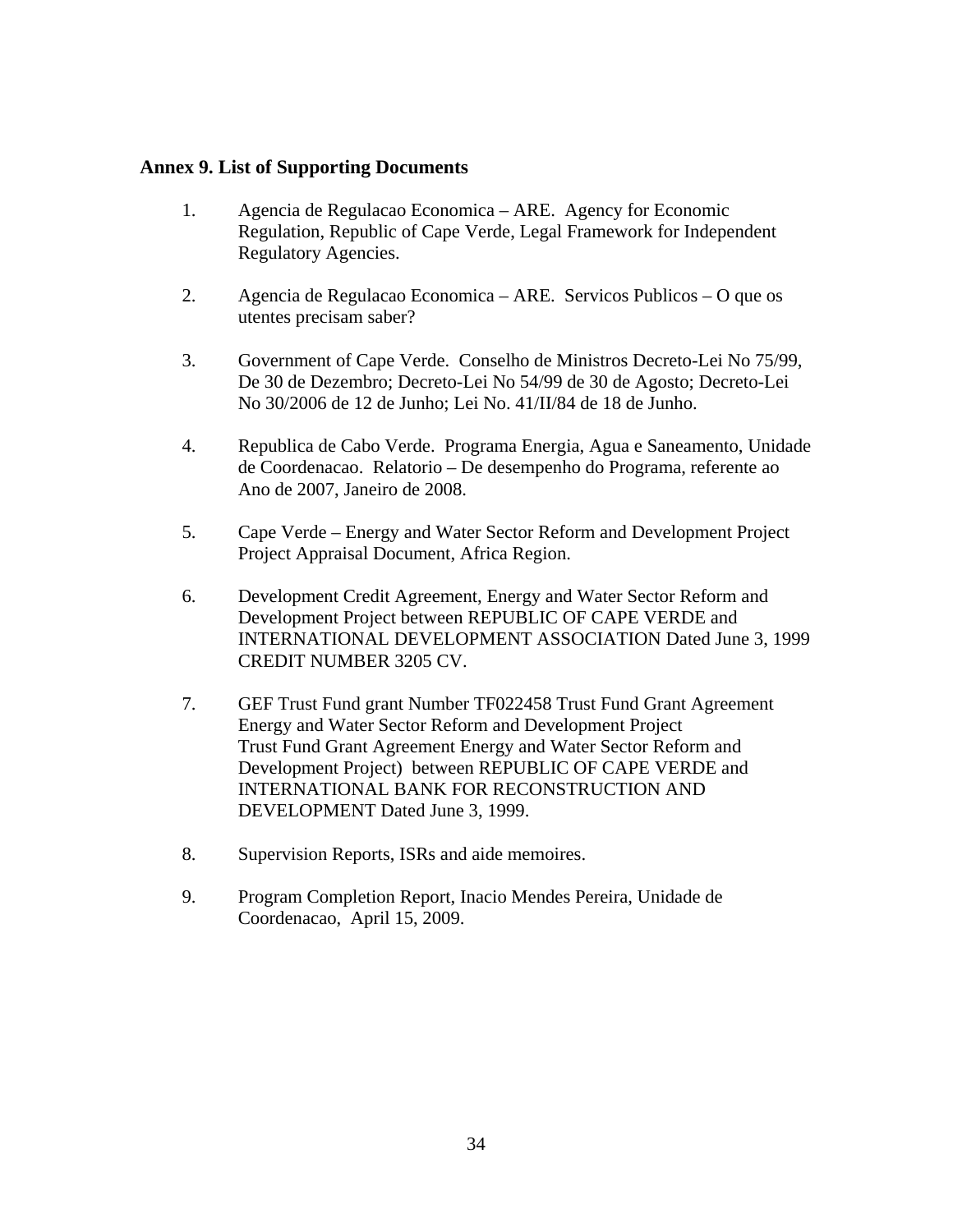## Annex 9. List of Supporting Documents

1. Agencia de Regulacao Economica – ARE. Agency for Economic Regulation, Republic of Cape Verde, Legal Framework for Independent Regulatory Agencies.

2. Agencia de Regulacao Economica – ARE. Servicos Publicos – O que os utentes precisam saber?

3. Government of Cape Verde. Conselho de Ministros Decreto-Lei No 75/99, De 30 de Dezembro; Decreto-Lei No 54/99 de 30 de Agosto; Decreto-Lei No 30/2006 de 12 de Junho; Lei No. 41/II/84 de 18 de Junho.

4. Republica de Cabo Verde. Programa Energia, Agua e Saneamento, Unidade de Coordenacao. Relatorio – De desempenho do Programa, referente ao Ano de 2007, Janeiro de 2008.

5. Cape Verde – Energy and Water Sector Reform and Development Project Project Appraisal Document, Africa Region.

6. Development Credit Agreement, Energy and Water Sector Reform and Development Project between REPUBLIC OF CAPE VERDE and INTERNATIONAL DEVELOPMENT ASSOCIATION Dated June 3, 1999 CREDIT NUMBER 3205 CV.

7. GEF Trust Fund grant Number TF022458 Trust Fund Grant Agreement Energy and Water Sector Reform and Development Project Trust Fund Grant Agreement Energy and Water Sector Reform and Development Project) between REPUBLIC OF CAPE VERDE and INTERNATIONAL BANK FOR RECONSTRUCTION AND DEVELOPMENT Dated June 3, 1999.

8. Supervision Reports, ISRs and aide memoires.

9. Program Completion Report, Inacio Mendes Pereira, Unidade de Coordenacao, April 15, 2009.